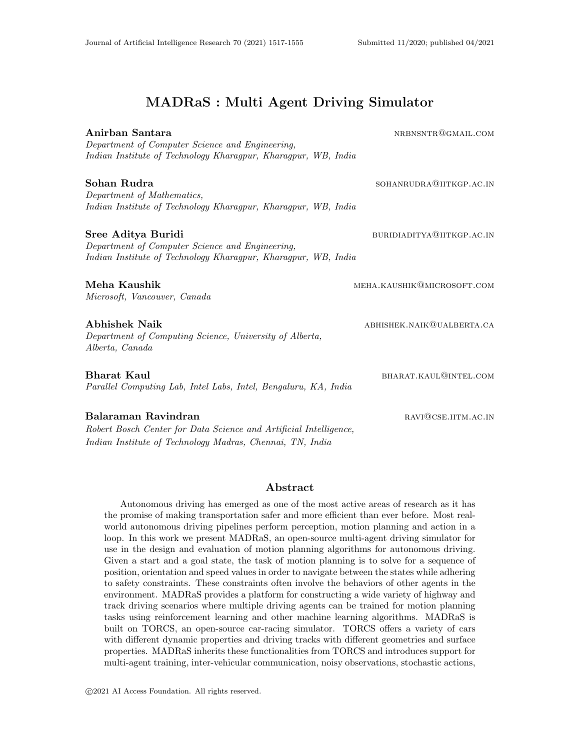# MADRaS : Multi Agent Driving Simulator

**Anirban Santara** NRBNSNTR@GMAIL.COM
*Department of Computer Science and Engineering,*
*Indian Institute of Technology Kharagpur, Kharagpur, WB, India*

**Sohan Rudra** SOHANRUDRA@IITKGP.AC.IN
*Department of Mathematics,*
*Indian Institute of Technology Kharagpur, Kharagpur, WB, India*

**Sree Aditya Buridi** BURIDIADITYA@IITKGP.AC.IN
*Department of Computer Science and Engineering,*
*Indian Institute of Technology Kharagpur, Kharagpur, WB, India*

**Meha Kaushik** MEHA.KAUSHIK@MICROSOFT.COM
*Microsoft, Vancouver, Canada*

**Abhishek Naik** ABHISHEK.NAIK@UALBERTA.CA
*Department of Computing Science, University of Alberta,*
*Alberta, Canada*

**Bharat Kaul** BHARAT.KAUL@INTEL.COM
*Parallel Computing Lab, Intel Labs, Intel, Bengaluru, KA, India*

**Balaraman Ravindran** RAVI@CSE.IITM.AC.IN
*Robert Bosch Center for Data Science and Artificial Intelligence,*
*Indian Institute of Technology Madras, Chennai, TN, India*

## Abstract

Autonomous driving has emerged as one of the most active areas of research as it has the promise of making transportation safer and more efficient than ever before. Most real-world autonomous driving pipelines perform perception, motion planning and action in a loop. In this work we present MADRaS, an open-source multi-agent driving simulator for use in the design and evaluation of motion planning algorithms for autonomous driving. Given a start and a goal state, the task of motion planning is to solve for a sequence of position, orientation and speed values in order to navigate between the states while adhering to safety constraints. These constraints often involve the behaviors of other agents in the environment. MADRaS provides a platform for constructing a wide variety of highway and track driving scenarios where multiple driving agents can be trained for motion planning tasks using reinforcement learning and other machine learning algorithms. MADRaS is built on TORCS, an open-source car-racing simulator. TORCS offers a variety of cars with different dynamic properties and driving tracks with different geometries and surface properties. MADRaS inherits these functionalities from TORCS and introduces support for multi-agent training, inter-vehicular communication, noisy observations, stochastic actions,

©2021 AI Access Foundation. All rights reserved.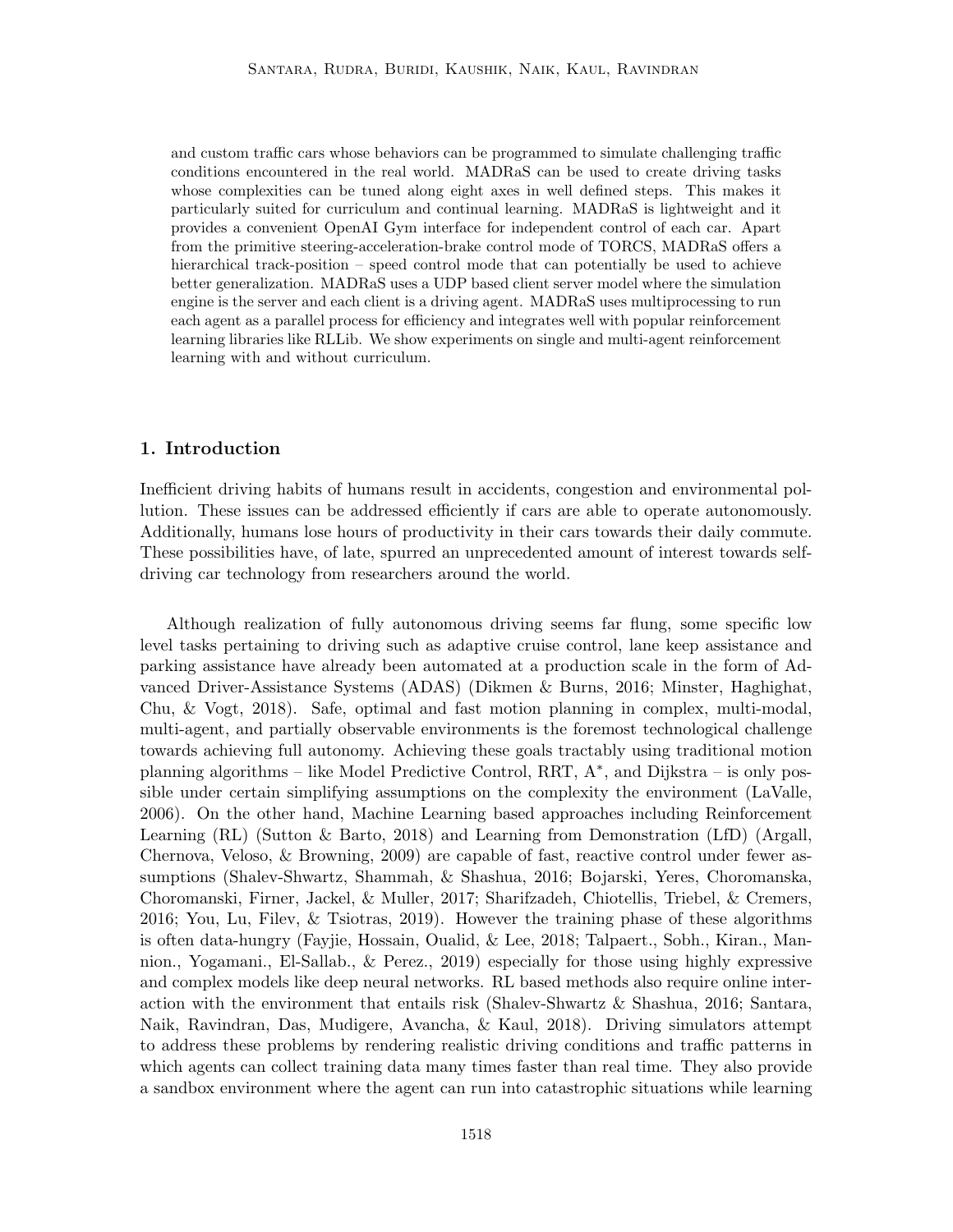and custom traffic cars whose behaviors can be programmed to simulate challenging traffic conditions encountered in the real world. MADRaS can be used to create driving tasks whose complexities can be tuned along eight axes in well defined steps. This makes it particularly suited for curriculum and continual learning. MADRaS is lightweight and it provides a convenient OpenAI Gym interface for independent control of each car. Apart from the primitive steering-acceleration-brake control mode of TORCS, MADRaS offers a hierarchical track-position – speed control mode that can potentially be used to achieve better generalization. MADRaS uses a UDP based client server model where the simulation engine is the server and each client is a driving agent. MADRaS uses multiprocessing to run each agent as a parallel process for efficiency and integrates well with popular reinforcement learning libraries like RLLib. We show experiments on single and multi-agent reinforcement learning with and without curriculum.

## 1. Introduction

Inefficient driving habits of humans result in accidents, congestion and environmental pollution. These issues can be addressed efficiently if cars are able to operate autonomously. Additionally, humans lose hours of productivity in their cars towards their daily commute. These possibilities have, of late, spurred an unprecedented amount of interest towards self-driving car technology from researchers around the world.

Although realization of fully autonomous driving seems far flung, some specific low level tasks pertaining to driving such as adaptive cruise control, lane keep assistance and parking assistance have already been automated at a production scale in the form of Advanced Driver-Assistance Systems (ADAS) (Dikmen & Burns, 2016; Minster, Haghighat, Chu, & Vogt, 2018). Safe, optimal and fast motion planning in complex, multi-modal, multi-agent, and partially observable environments is the foremost technological challenge towards achieving full autonomy. Achieving these goals tractably using traditional motion planning algorithms – like Model Predictive Control, RRT, A$^*$, and Dijkstra – is only possible under certain simplifying assumptions on the complexity the environment (LaValle, 2006). On the other hand, Machine Learning based approaches including Reinforcement Learning (RL) (Sutton & Barto, 2018) and Learning from Demonstration (LfD) (Argall, Chernova, Veloso, & Browning, 2009) are capable of fast, reactive control under fewer assumptions (Shalev-Shwartz, Shammah, & Shashua, 2016; Bojarski, Yeres, Choromanska, Choromanski, Firner, Jackel, & Muller, 2017; Sharifzadeh, Chiotellis, Triebel, & Cremers, 2016; You, Lu, Filev, & Tsiotras, 2019). However the training phase of these algorithms is often data-hungry (Fayjie, Hossain, Oualid, & Lee, 2018; Talpaert., Sobh., Kiran., Mannion., Yogamani., El-Sallab., & Perez., 2019) especially for those using highly expressive and complex models like deep neural networks. RL based methods also require online interaction with the environment that entails risk (Shalev-Shwartz & Shashua, 2016; Santara, Naik, Ravindran, Das, Mudigere, Avancha, & Kaul, 2018). Driving simulators attempt to address these problems by rendering realistic driving conditions and traffic patterns in which agents can collect training data many times faster than real time. They also provide a sandbox environment where the agent can run into catastrophic situations while learning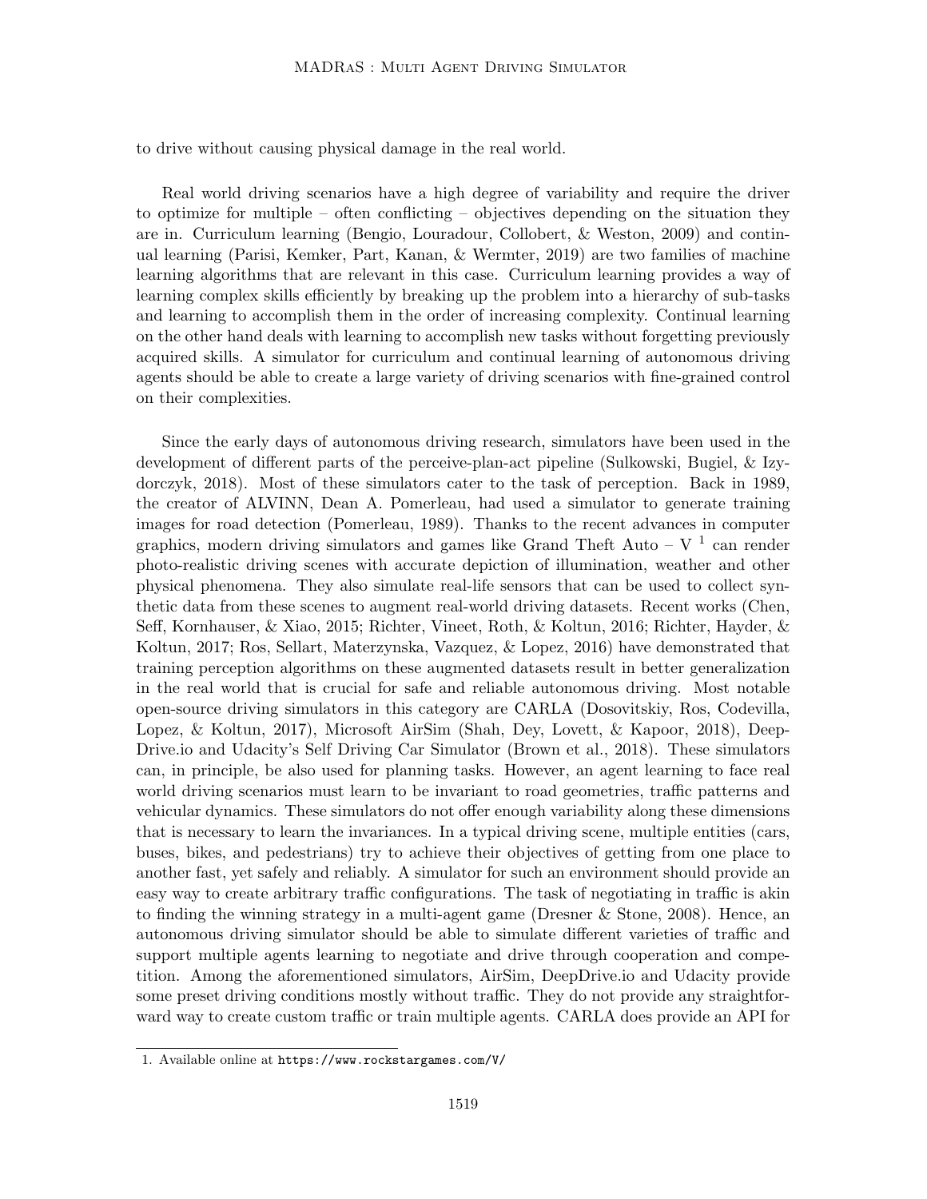to drive without causing physical damage in the real world.

Real world driving scenarios have a high degree of variability and require the driver to optimize for multiple – often conflicting – objectives depending on the situation they are in. Curriculum learning (Bengio, Louradour, Collobert, & Weston, 2009) and continual learning (Parisi, Kemker, Part, Kanan, & Wermter, 2019) are two families of machine learning algorithms that are relevant in this case. Curriculum learning provides a way of learning complex skills efficiently by breaking up the problem into a hierarchy of sub-tasks and learning to accomplish them in the order of increasing complexity. Continual learning on the other hand deals with learning to accomplish new tasks without forgetting previously acquired skills. A simulator for curriculum and continual learning of autonomous driving agents should be able to create a large variety of driving scenarios with fine-grained control on their complexities.

Since the early days of autonomous driving research, simulators have been used in the development of different parts of the perceive-plan-act pipeline (Sulkowski, Bugiel, & Izydorczyk, 2018). Most of these simulators cater to the task of perception. Back in 1989, the creator of ALVINN, Dean A. Pomerleau, had used a simulator to generate training images for road detection (Pomerleau, 1989). Thanks to the recent advances in computer graphics, modern driving simulators and games like Grand Theft Auto – V [1] can render photo-realistic driving scenes with accurate depiction of illumination, weather and other physical phenomena. They also simulate real-life sensors that can be used to collect synthetic data from these scenes to augment real-world driving datasets. Recent works (Chen, Seff, Kornhauser, & Xiao, 2015; Richter, Vineet, Roth, & Koltun, 2016; Richter, Hayder, & Koltun, 2017; Ros, Sellart, Materzynska, Vazquez, & Lopez, 2016) have demonstrated that training perception algorithms on these augmented datasets result in better generalization in the real world that is crucial for safe and reliable autonomous driving. Most notable open-source driving simulators in this category are CARLA (Dosovitskiy, Ros, Codevilla, Lopez, & Koltun, 2017), Microsoft AirSim (Shah, Dey, Lovett, & Kapoor, 2018), DeepDrive.io and Udacity's Self Driving Car Simulator (Brown et al., 2018). These simulators can, in principle, be also used for planning tasks. However, an agent learning to face real world driving scenarios must learn to be invariant to road geometries, traffic patterns and vehicular dynamics. These simulators do not offer enough variability along these dimensions that is necessary to learn the invariances. In a typical driving scene, multiple entities (cars, buses, bikes, and pedestrians) try to achieve their objectives of getting from one place to another fast, yet safely and reliably. A simulator for such an environment should provide an easy way to create arbitrary traffic configurations. The task of negotiating in traffic is akin to finding the winning strategy in a multi-agent game (Dresner & Stone, 2008). Hence, an autonomous driving simulator should be able to simulate different varieties of traffic and support multiple agents learning to negotiate and drive through cooperation and competition. Among the aforementioned simulators, AirSim, DeepDrive.io and Udacity provide some preset driving conditions mostly without traffic. They do not provide any straightforward way to create custom traffic or train multiple agents. CARLA does provide an API for

1. Available online at https://www.rockstargames.com/V/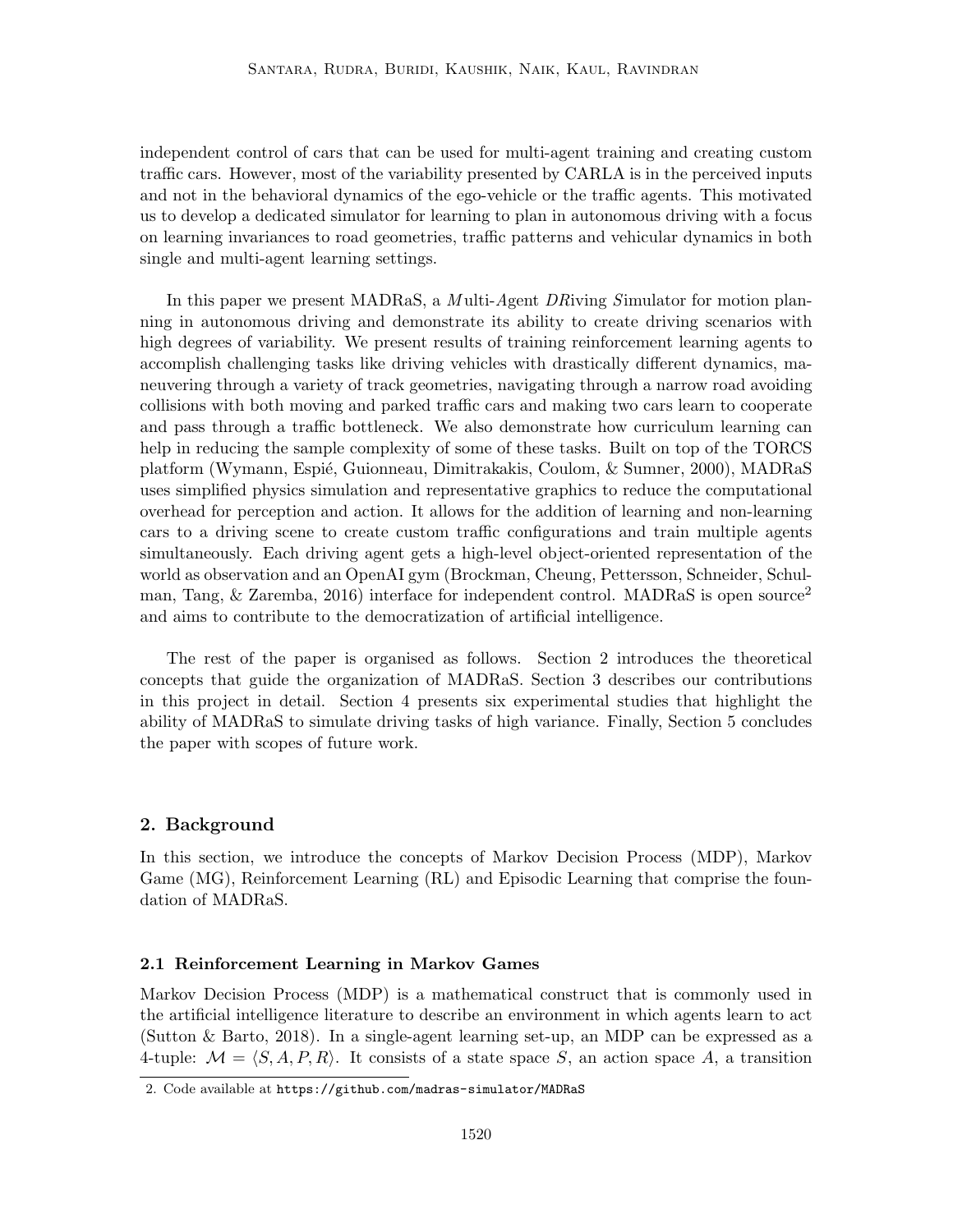independent control of cars that can be used for multi-agent training and creating custom traffic cars. However, most of the variability presented by CARLA is in the perceived inputs and not in the behavioral dynamics of the ego-vehicle or the traffic agents. This motivated us to develop a dedicated simulator for learning to plan in autonomous driving with a focus on learning invariances to road geometries, traffic patterns and vehicular dynamics in both single and multi-agent learning settings.

In this paper we present MADRaS, a *M*ulti-*A*gent *DR*iving *S*imulator for motion planning in autonomous driving and demonstrate its ability to create driving scenarios with high degrees of variability. We present results of training reinforcement learning agents to accomplish challenging tasks like driving vehicles with drastically different dynamics, maneuvering through a variety of track geometries, navigating through a narrow road avoiding collisions with both moving and parked traffic cars and making two cars learn to cooperate and pass through a traffic bottleneck. We also demonstrate how curriculum learning can help in reducing the sample complexity of some of these tasks. Built on top of the TORCS platform (Wymann, Espié, Guionneau, Dimitrakakis, Coulom, & Sumner, 2000), MADRaS uses simplified physics simulation and representative graphics to reduce the computational overhead for perception and action. It allows for the addition of learning and non-learning cars to a driving scene to create custom traffic configurations and train multiple agents simultaneously. Each driving agent gets a high-level object-oriented representation of the world as observation and an OpenAI gym (Brockman, Cheung, Pettersson, Schneider, Schulman, Tang, & Zaremba, 2016) interface for independent control. MADRaS is open source[2] and aims to contribute to the democratization of artificial intelligence.

The rest of the paper is organised as follows. Section 2 introduces the theoretical concepts that guide the organization of MADRaS. Section 3 describes our contributions in this project in detail. Section 4 presents six experimental studies that highlight the ability of MADRaS to simulate driving tasks of high variance. Finally, Section 5 concludes the paper with scopes of future work.

## 2. Background

In this section, we introduce the concepts of Markov Decision Process (MDP), Markov Game (MG), Reinforcement Learning (RL) and Episodic Learning that comprise the foundation of MADRaS.

### 2.1 Reinforcement Learning in Markov Games

Markov Decision Process (MDP) is a mathematical construct that is commonly used in the artificial intelligence literature to describe an environment in which agents learn to act (Sutton & Barto, 2018). In a single-agent learning set-up, an MDP can be expressed as a 4-tuple: $\mathcal{M} = \langle S, A, P, R \rangle$. It consists of a state space $S$, an action space $A$, a transition

2. Code available at `https://github.com/madras-simulator/MADRaS`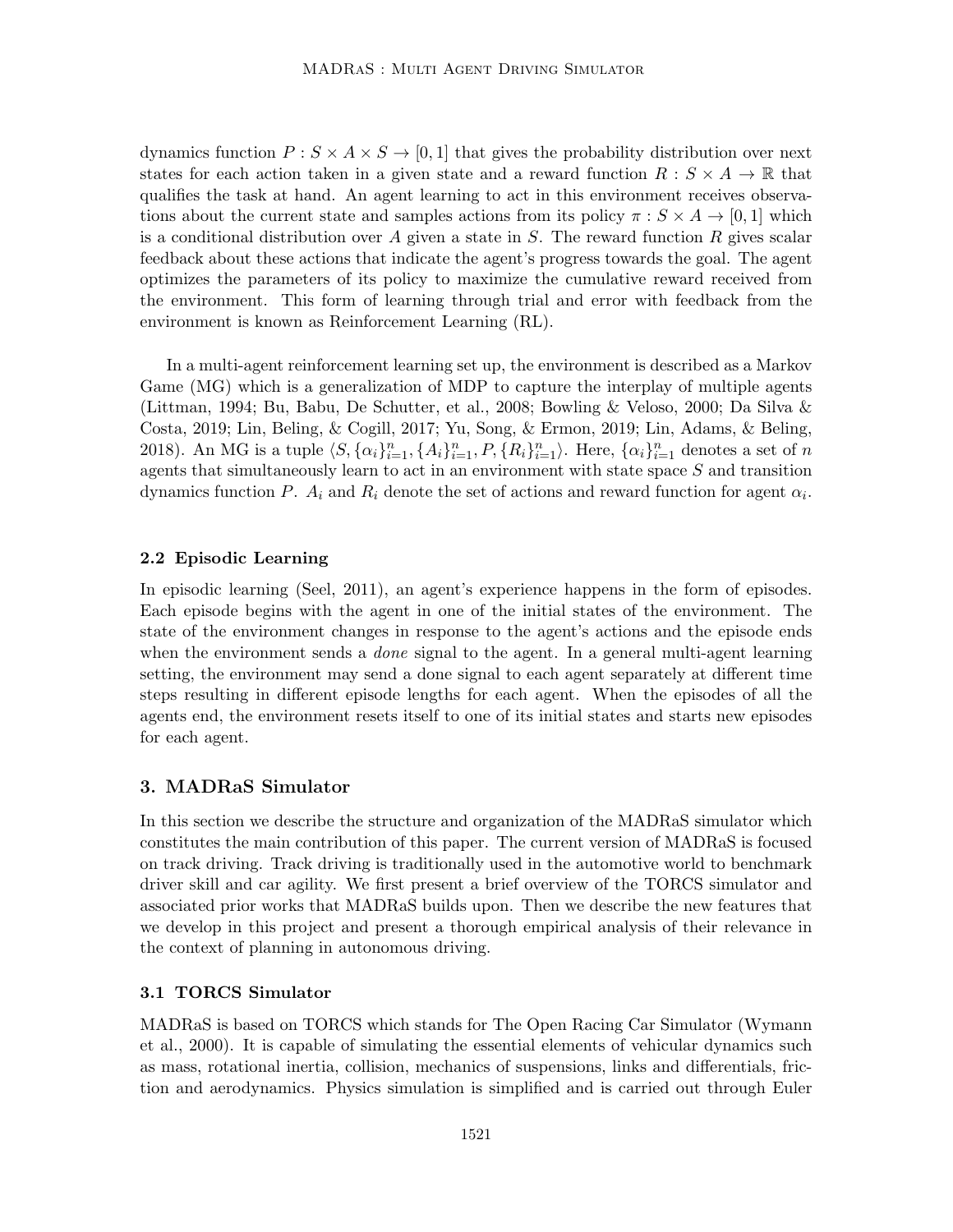dynamics function $P : S \times A \times S \rightarrow [0, 1]$ that gives the probability distribution over next states for each action taken in a given state and a reward function $R : S \times A \rightarrow \mathbb{R}$ that qualifies the task at hand. An agent learning to act in this environment receives observations about the current state and samples actions from its policy $\pi : S \times A \rightarrow [0, 1]$ which is a conditional distribution over $A$ given a state in $S$. The reward function $R$ gives scalar feedback about these actions that indicate the agent's progress towards the goal. The agent optimizes the parameters of its policy to maximize the cumulative reward received from the environment. This form of learning through trial and error with feedback from the environment is known as Reinforcement Learning (RL).

In a multi-agent reinforcement learning set up, the environment is described as a Markov Game (MG) which is a generalization of MDP to capture the interplay of multiple agents (Littman, 1994; Bu, Babu, De Schutter, et al., 2008; Bowling & Veloso, 2000; Da Silva & Costa, 2019; Lin, Beling, & Cogill, 2017; Yu, Song, & Ermon, 2019; Lin, Adams, & Beling, 2018). An MG is a tuple $\langle S, \{\alpha_i\}_{i=1}^{n}, \{A_i\}_{i=1}^{n}, P, \{R_i\}_{i=1}^{n} \rangle$. Here, $\{\alpha_i\}_{i=1}^{n}$ denotes a set of $n$ agents that simultaneously learn to act in an environment with state space $S$ and transition dynamics function $P$. $A_i$ and $R_i$ denote the set of actions and reward function for agent $\alpha_i$.

### 2.2 Episodic Learning

In episodic learning (Seel, 2011), an agent's experience happens in the form of episodes. Each episode begins with the agent in one of the initial states of the environment. The state of the environment changes in response to the agent's actions and the episode ends when the environment sends a *done* signal to the agent. In a general multi-agent learning setting, the environment may send a done signal to each agent separately at different time steps resulting in different episode lengths for each agent. When the episodes of all the agents end, the environment resets itself to one of its initial states and starts new episodes for each agent.

## 3. MADRaS Simulator

In this section we describe the structure and organization of the MADRaS simulator which constitutes the main contribution of this paper. The current version of MADRaS is focused on track driving. Track driving is traditionally used in the automotive world to benchmark driver skill and car agility. We first present a brief overview of the TORCS simulator and associated prior works that MADRaS builds upon. Then we describe the new features that we develop in this project and present a thorough empirical analysis of their relevance in the context of planning in autonomous driving.

### 3.1 TORCS Simulator

MADRaS is based on TORCS which stands for The Open Racing Car Simulator (Wymann et al., 2000). It is capable of simulating the essential elements of vehicular dynamics such as mass, rotational inertia, collision, mechanics of suspensions, links and differentials, friction and aerodynamics. Physics simulation is simplified and is carried out through Euler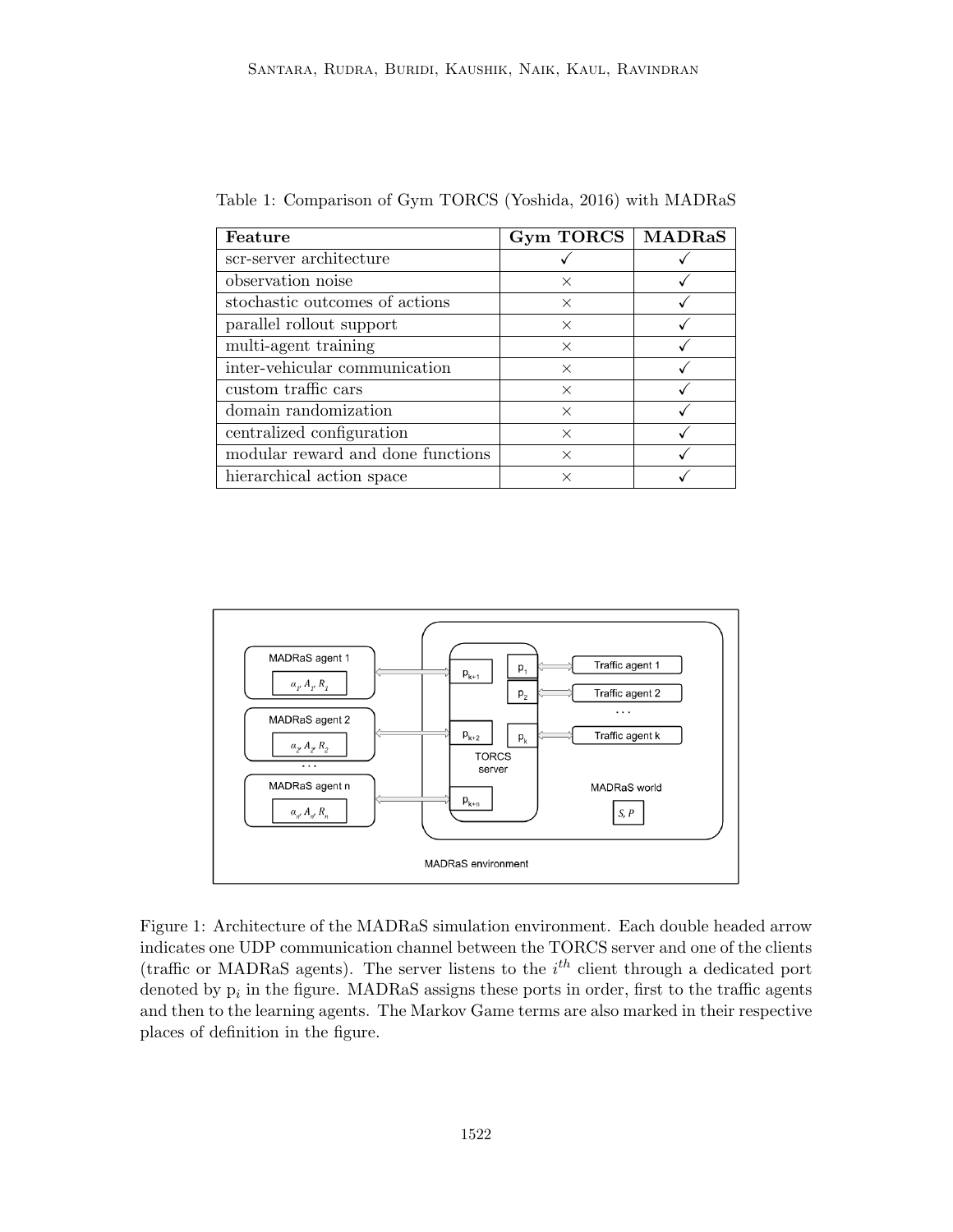Table 1: Comparison of Gym TORCS (Yoshida, 2016) with MADRaS

| Feature | Gym TORCS | MADRaS |
|---|---|---|
| scr-server architecture | ✓ | ✓ |
| observation noise | × | ✓ |
| stochastic outcomes of actions | × | ✓ |
| parallel rollout support | × | ✓ |
| multi-agent training | × | ✓ |
| inter-vehicular communication | × | ✓ |
| custom traffic cars | × | ✓ |
| domain randomization | × | ✓ |
| centralized configuration | × | ✓ |
| modular reward and done functions | × | ✓ |
| hierarchical action space | × | ✓ |

Figure 1: Architecture of the MADRaS simulation environment. Each double headed arrow indicates one UDP communication channel between the TORCS server and one of the clients (traffic or MADRaS agents). The server listens to the $i^{th}$ client through a dedicated port denoted by $p_i$ in the figure. MADRaS assigns these ports in order, first to the traffic agents and then to the learning agents. The Markov Game terms are also marked in their respective places of definition in the figure.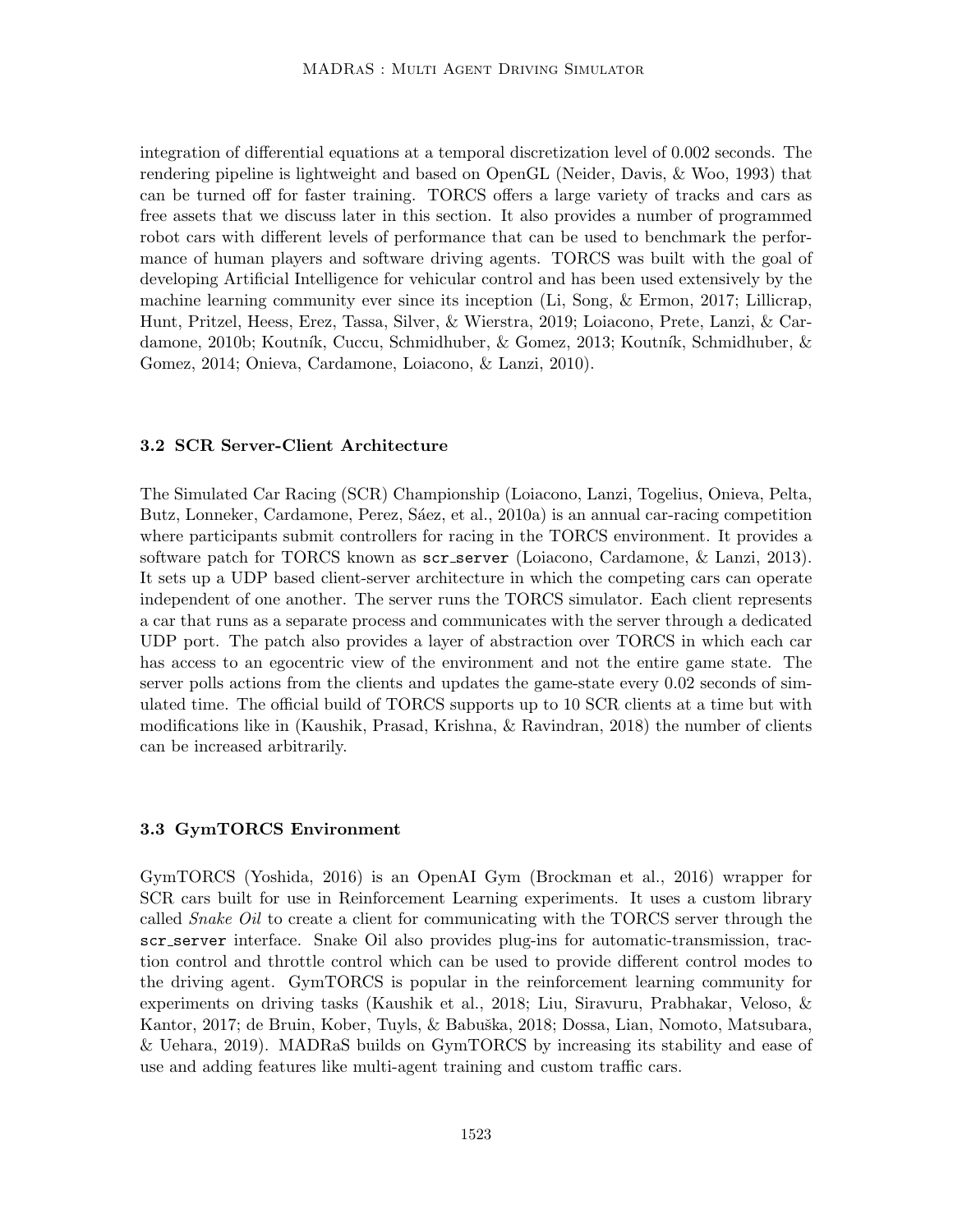integration of differential equations at a temporal discretization level of 0.002 seconds. The rendering pipeline is lightweight and based on OpenGL (Neider, Davis, & Woo, 1993) that can be turned off for faster training. TORCS offers a large variety of tracks and cars as free assets that we discuss later in this section. It also provides a number of programmed robot cars with different levels of performance that can be used to benchmark the performance of human players and software driving agents. TORCS was built with the goal of developing Artificial Intelligence for vehicular control and has been used extensively by the machine learning community ever since its inception (Li, Song, & Ermon, 2017; Lillicrap, Hunt, Pritzel, Heess, Erez, Tassa, Silver, & Wierstra, 2019; Loiacono, Prete, Lanzi, & Cardamone, 2010b; Koutník, Cuccu, Schmidhuber, & Gomez, 2013; Koutník, Schmidhuber, & Gomez, 2014; Onieva, Cardamone, Loiacono, & Lanzi, 2010).

### 3.2 SCR Server-Client Architecture

The Simulated Car Racing (SCR) Championship (Loiacono, Lanzi, Togelius, Onieva, Pelta, Butz, Lonneker, Cardamone, Perez, Sáez, et al., 2010a) is an annual car-racing competition where participants submit controllers for racing in the TORCS environment. It provides a software patch for TORCS known as `scr_server` (Loiacono, Cardamone, & Lanzi, 2013). It sets up a UDP based client-server architecture in which the competing cars can operate independent of one another. The server runs the TORCS simulator. Each client represents a car that runs as a separate process and communicates with the server through a dedicated UDP port. The patch also provides a layer of abstraction over TORCS in which each car has access to an egocentric view of the environment and not the entire game state. The server polls actions from the clients and updates the game-state every 0.02 seconds of simulated time. The official build of TORCS supports up to 10 SCR clients at a time but with modifications like in (Kaushik, Prasad, Krishna, & Ravindran, 2018) the number of clients can be increased arbitrarily.

### 3.3 GymTORCS Environment

GymTORCS (Yoshida, 2016) is an OpenAI Gym (Brockman et al., 2016) wrapper for SCR cars built for use in Reinforcement Learning experiments. It uses a custom library called *Snake Oil* to create a client for communicating with the TORCS server through the `scr_server` interface. Snake Oil also provides plug-ins for automatic-transmission, traction control and throttle control which can be used to provide different control modes to the driving agent. GymTORCS is popular in the reinforcement learning community for experiments on driving tasks (Kaushik et al., 2018; Liu, Siravuru, Prabhakar, Veloso, & Kantor, 2017; de Bruin, Kober, Tuyls, & Babuška, 2018; Dossa, Lian, Nomoto, Matsubara, & Uehara, 2019). MADRaS builds on GymTORCS by increasing its stability and ease of use and adding features like multi-agent training and custom traffic cars.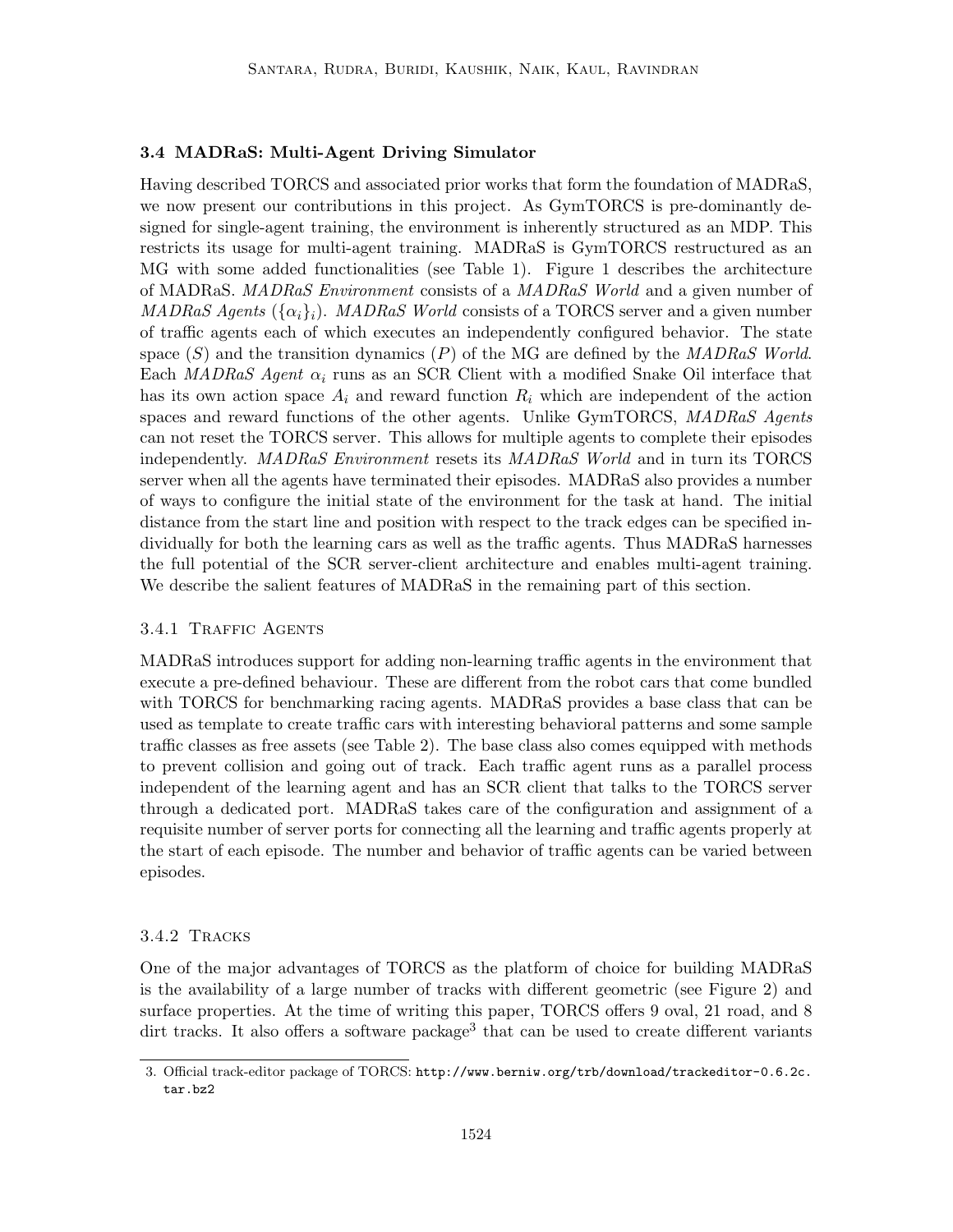### 3.4 MADRaS: Multi-Agent Driving Simulator

Having described TORCS and associated prior works that form the foundation of MADRaS, we now present our contributions in this project. As GymTORCS is pre-dominantly designed for single-agent training, the environment is inherently structured as an MDP. This restricts its usage for multi-agent training. MADRaS is GymTORCS restructured as an MG with some added functionalities (see Table 1). Figure 1 describes the architecture of MADRaS. *MADRaS Environment* consists of a *MADRaS World* and a given number of *MADRaS Agents* ($\{\alpha_i\}_i$). *MADRaS World* consists of a TORCS server and a given number of traffic agents each of which executes an independently configured behavior. The state space ($S$) and the transition dynamics ($P$) of the MG are defined by the *MADRaS World*. Each *MADRaS Agent* $\alpha_i$ runs as an SCR Client with a modified Snake Oil interface that has its own action space $A_i$ and reward function $R_i$ which are independent of the action spaces and reward functions of the other agents. Unlike GymTORCS, *MADRaS Agents* can not reset the TORCS server. This allows for multiple agents to complete their episodes independently. *MADRaS Environment* resets its *MADRaS World* and in turn its TORCS server when all the agents have terminated their episodes. MADRaS also provides a number of ways to configure the initial state of the environment for the task at hand. The initial distance from the start line and position with respect to the track edges can be specified individually for both the learning cars as well as the traffic agents. Thus MADRaS harnesses the full potential of the SCR server-client architecture and enables multi-agent training. We describe the salient features of MADRaS in the remaining part of this section.

#### 3.4.1 Traffic Agents

MADRaS introduces support for adding non-learning traffic agents in the environment that execute a pre-defined behaviour. These are different from the robot cars that come bundled with TORCS for benchmarking racing agents. MADRaS provides a base class that can be used as template to create traffic cars with interesting behavioral patterns and some sample traffic classes as free assets (see Table 2). The base class also comes equipped with methods to prevent collision and going out of track. Each traffic agent runs as a parallel process independent of the learning agent and has an SCR client that talks to the TORCS server through a dedicated port. MADRaS takes care of the configuration and assignment of a requisite number of server ports for connecting all the learning and traffic agents properly at the start of each episode. The number and behavior of traffic agents can be varied between episodes.

#### 3.4.2 Tracks

One of the major advantages of TORCS as the platform of choice for building MADRaS is the availability of a large number of tracks with different geometric (see Figure 2) and surface properties. At the time of writing this paper, TORCS offers 9 oval, 21 road, and 8 dirt tracks. It also offers a software package[3] that can be used to create different variants

3. Official track-editor package of TORCS: http://www.berniw.org/trb/download/trackeditor-0.6.2c.tar.bz2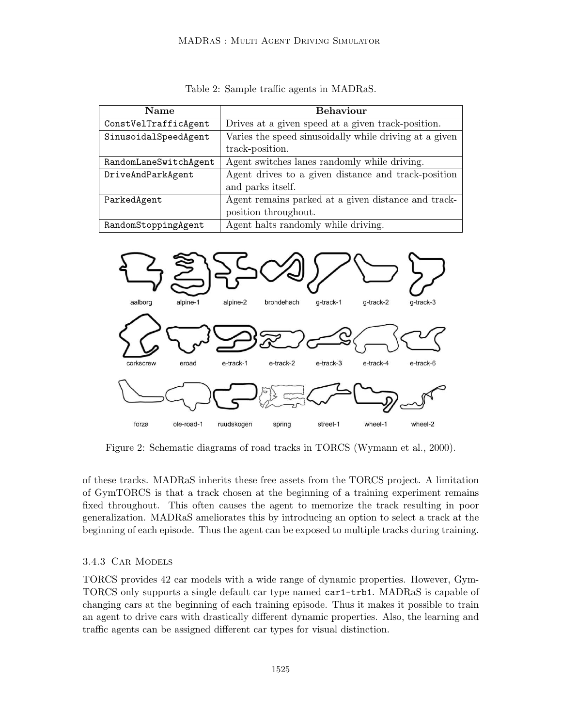Table 2: Sample traffic agents in MADRaS.

| Name | Behaviour |
| --- | --- |
| ConstVelTrafficAgent | Drives at a given speed at a given track-position. |
| SinusoidalSpeedAgent | Varies the speed sinusoidally while driving at a given track-position. |
| RandomLaneSwitchAgent | Agent switches lanes randomly while driving. |
| DriveAndParkAgent | Agent drives to a given distance and track-position and parks itself. |
| ParkedAgent | Agent remains parked at a given distance and track-position throughout. |
| RandomStoppingAgent | Agent halts randomly while driving. |

Figure 2: Schematic diagrams of road tracks in TORCS (Wymann et al., 2000).

of these tracks. MADRaS inherits these free assets from the TORCS project. A limitation of GymTORCS is that a track chosen at the beginning of a training experiment remains fixed throughout. This often causes the agent to memorize the track resulting in poor generalization. MADRaS ameliorates this by introducing an option to select a track at the beginning of each episode. Thus the agent can be exposed to multiple tracks during training.

### 3.4.3 Car Models

TORCS provides 42 car models with a wide range of dynamic properties. However, GymTORCS only supports a single default car type named `car1-trb1`. MADRaS is capable of changing cars at the beginning of each training episode. Thus it makes it possible to train an agent to drive cars with drastically different dynamic properties. Also, the learning and traffic agents can be assigned different car types for visual distinction.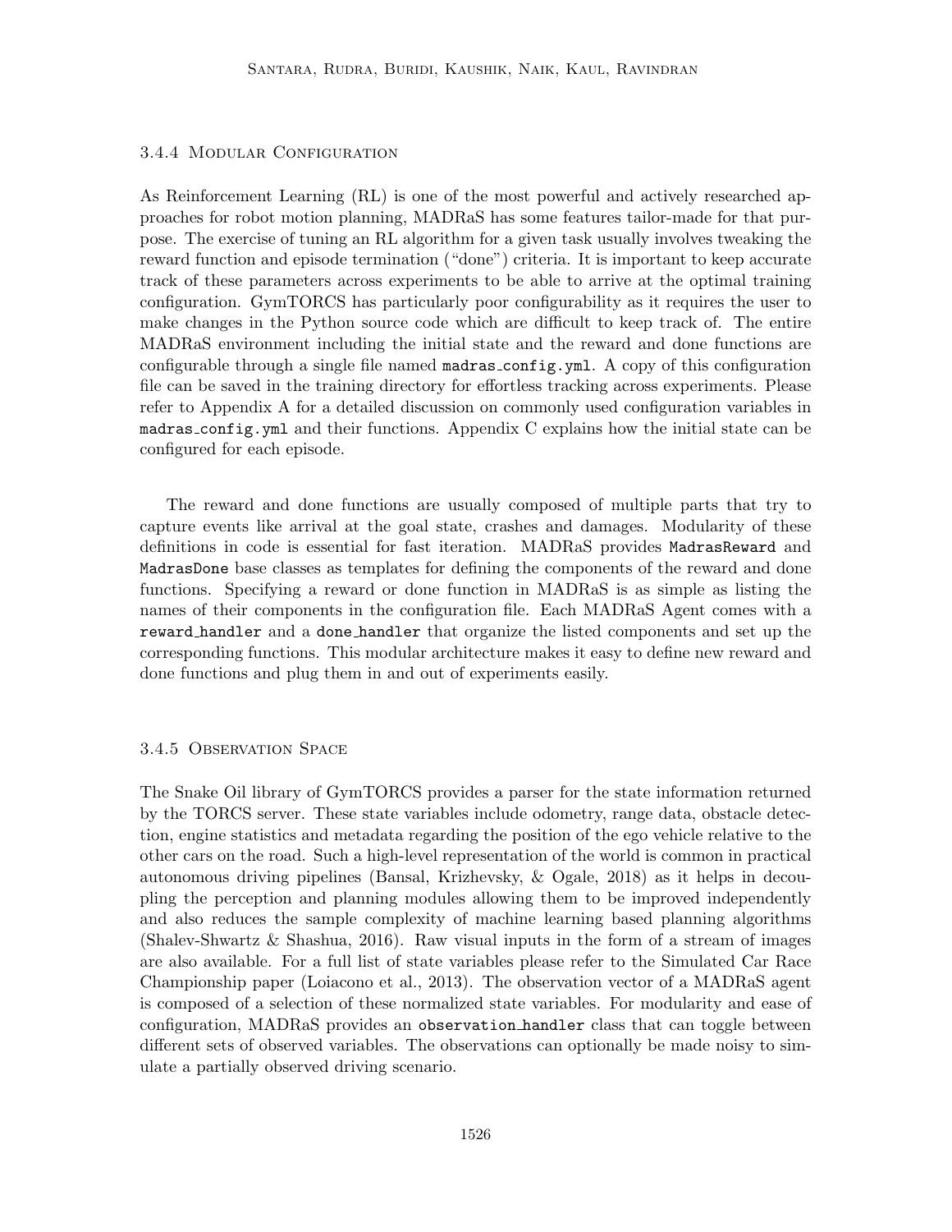#### 3.4.4 Modular Configuration

As Reinforcement Learning (RL) is one of the most powerful and actively researched approaches for robot motion planning, MADRaS has some features tailor-made for that purpose. The exercise of tuning an RL algorithm for a given task usually involves tweaking the reward function and episode termination ("done") criteria. It is important to keep accurate track of these parameters across experiments to be able to arrive at the optimal training configuration. GymTORCS has particularly poor configurability as it requires the user to make changes in the Python source code which are difficult to keep track of. The entire MADRaS environment including the initial state and the reward and done functions are configurable through a single file named `madras_config.yml`. A copy of this configuration file can be saved in the training directory for effortless tracking across experiments. Please refer to Appendix A for a detailed discussion on commonly used configuration variables in `madras_config.yml` and their functions. Appendix C explains how the initial state can be configured for each episode.

The reward and done functions are usually composed of multiple parts that try to capture events like arrival at the goal state, crashes and damages. Modularity of these definitions in code is essential for fast iteration. MADRaS provides `MadrasReward` and `MadrasDone` base classes as templates for defining the components of the reward and done functions. Specifying a reward or done function in MADRaS is as simple as listing the names of their components in the configuration file. Each MADRaS Agent comes with a `reward_handler` and a `done_handler` that organize the listed components and set up the corresponding functions. This modular architecture makes it easy to define new reward and done functions and plug them in and out of experiments easily.

#### 3.4.5 Observation Space

The Snake Oil library of GymTORCS provides a parser for the state information returned by the TORCS server. These state variables include odometry, range data, obstacle detection, engine statistics and metadata regarding the position of the ego vehicle relative to the other cars on the road. Such a high-level representation of the world is common in practical autonomous driving pipelines (Bansal, Krizhevsky, & Ogale, 2018) as it helps in decoupling the perception and planning modules allowing them to be improved independently and also reduces the sample complexity of machine learning based planning algorithms (Shalev-Shwartz & Shashua, 2016). Raw visual inputs in the form of a stream of images are also available. For a full list of state variables please refer to the Simulated Car Race Championship paper (Loiacono et al., 2013). The observation vector of a MADRaS agent is composed of a selection of these normalized state variables. For modularity and ease of configuration, MADRaS provides an `observation_handler` class that can toggle between different sets of observed variables. The observations can optionally be made noisy to simulate a partially observed driving scenario.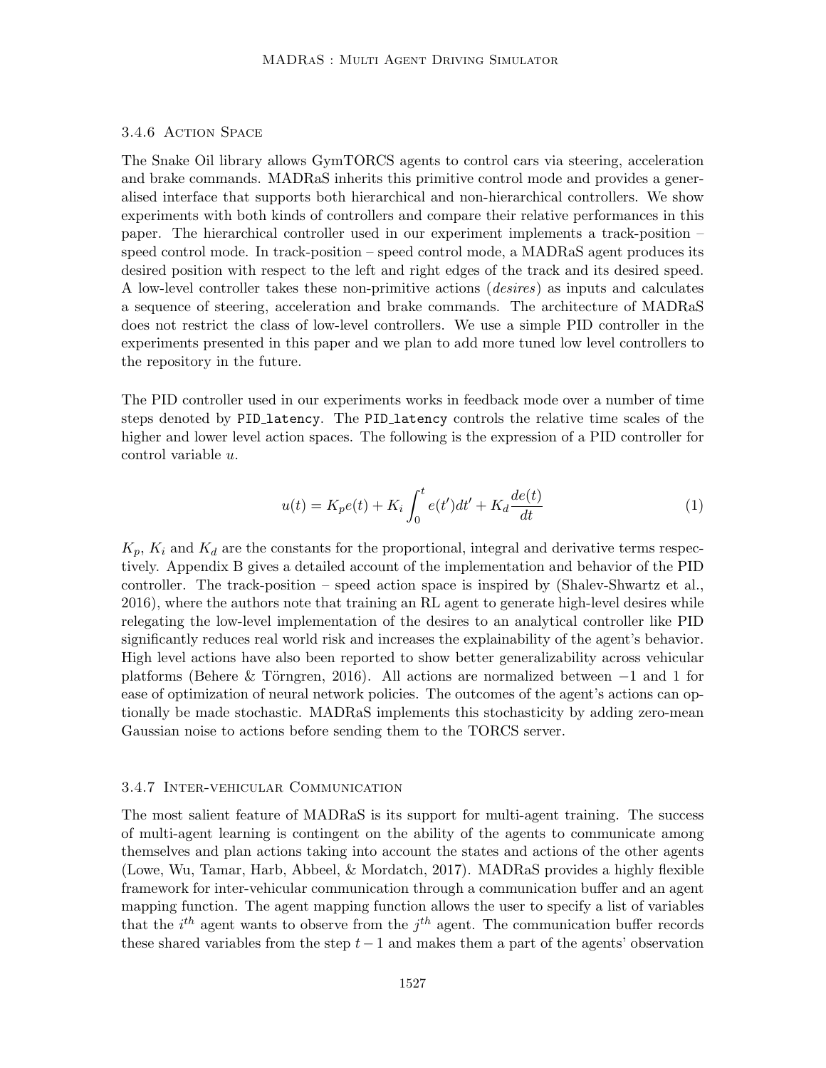### 3.4.6 Action Space

The Snake Oil library allows GymTORCS agents to control cars via steering, acceleration and brake commands. MADRaS inherits this primitive control mode and provides a generalised interface that supports both hierarchical and non-hierarchical controllers. We show experiments with both kinds of controllers and compare their relative performances in this paper. The hierarchical controller used in our experiment implements a track-position – speed control mode. In track-position – speed control mode, a MADRaS agent produces its desired position with respect to the left and right edges of the track and its desired speed. A low-level controller takes these non-primitive actions (*desires*) as inputs and calculates a sequence of steering, acceleration and brake commands. The architecture of MADRaS does not restrict the class of low-level controllers. We use a simple PID controller in the experiments presented in this paper and we plan to add more tuned low level controllers to the repository in the future.

The PID controller used in our experiments works in feedback mode over a number of time steps denoted by `PID_latency`. The `PID_latency` controls the relative time scales of the higher and lower level action spaces. The following is the expression of a PID controller for control variable $u$.

$$u(t) = K_p e(t) + K_i \int_0^t e(t')dt' + K_d \frac{de(t)}{dt} \tag{1}$$

$K_p$, $K_i$ and $K_d$ are the constants for the proportional, integral and derivative terms respectively. Appendix B gives a detailed account of the implementation and behavior of the PID controller. The track-position – speed action space is inspired by (Shalev-Shwartz et al., 2016), where the authors note that training an RL agent to generate high-level desires while relegating the low-level implementation of the desires to an analytical controller like PID significantly reduces real world risk and increases the explainability of the agent's behavior. High level actions have also been reported to show better generalizability across vehicular platforms (Behere & Törngren, 2016). All actions are normalized between $-1$ and $1$ for ease of optimization of neural network policies. The outcomes of the agent's actions can optionally be made stochastic. MADRaS implements this stochasticity by adding zero-mean Gaussian noise to actions before sending them to the TORCS server.

### 3.4.7 Inter-vehicular Communication

The most salient feature of MADRaS is its support for multi-agent training. The success of multi-agent learning is contingent on the ability of the agents to communicate among themselves and plan actions taking into account the states and actions of the other agents (Lowe, Wu, Tamar, Harb, Abbeel, & Mordatch, 2017). MADRaS provides a highly flexible framework for inter-vehicular communication through a communication buffer and an agent mapping function. The agent mapping function allows the user to specify a list of variables that the $i^{th}$ agent wants to observe from the $j^{th}$ agent. The communication buffer records these shared variables from the step $t-1$ and makes them a part of the agents' observation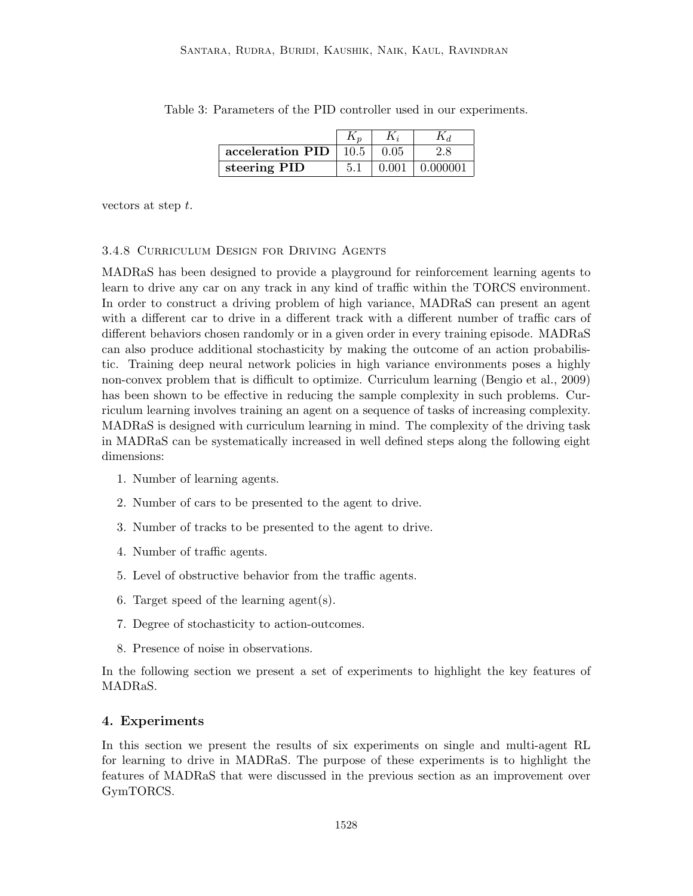Table 3: Parameters of the PID controller used in our experiments.

| | $K_p$ | $K_i$ | $K_d$ |
|---|---|---|---|
| **acceleration PID** | 10.5 | 0.05 | 2.8 |
| **steering PID** | 5.1 | 0.001 | 0.000001 |

vectors at step $t$.

#### 3.4.8 Curriculum Design for Driving Agents

MADRaS has been designed to provide a playground for reinforcement learning agents to learn to drive any car on any track in any kind of traffic within the TORCS environment. In order to construct a driving problem of high variance, MADRaS can present an agent with a different car to drive in a different track with a different number of traffic cars of different behaviors chosen randomly or in a given order in every training episode. MADRaS can also produce additional stochasticity by making the outcome of an action probabilistic. Training deep neural network policies in high variance environments poses a highly non-convex problem that is difficult to optimize. Curriculum learning (Bengio et al., 2009) has been shown to be effective in reducing the sample complexity in such problems. Curriculum learning involves training an agent on a sequence of tasks of increasing complexity. MADRaS is designed with curriculum learning in mind. The complexity of the driving task in MADRaS can be systematically increased in well defined steps along the following eight dimensions:

1. Number of learning agents.
2. Number of cars to be presented to the agent to drive.
3. Number of tracks to be presented to the agent to drive.
4. Number of traffic agents.
5. Level of obstructive behavior from the traffic agents.
6. Target speed of the learning agent(s).
7. Degree of stochasticity to action-outcomes.
8. Presence of noise in observations.

In the following section we present a set of experiments to highlight the key features of MADRaS.

## 4. Experiments

In this section we present the results of six experiments on single and multi-agent RL for learning to drive in MADRaS. The purpose of these experiments is to highlight the features of MADRaS that were discussed in the previous section as an improvement over GymTORCS.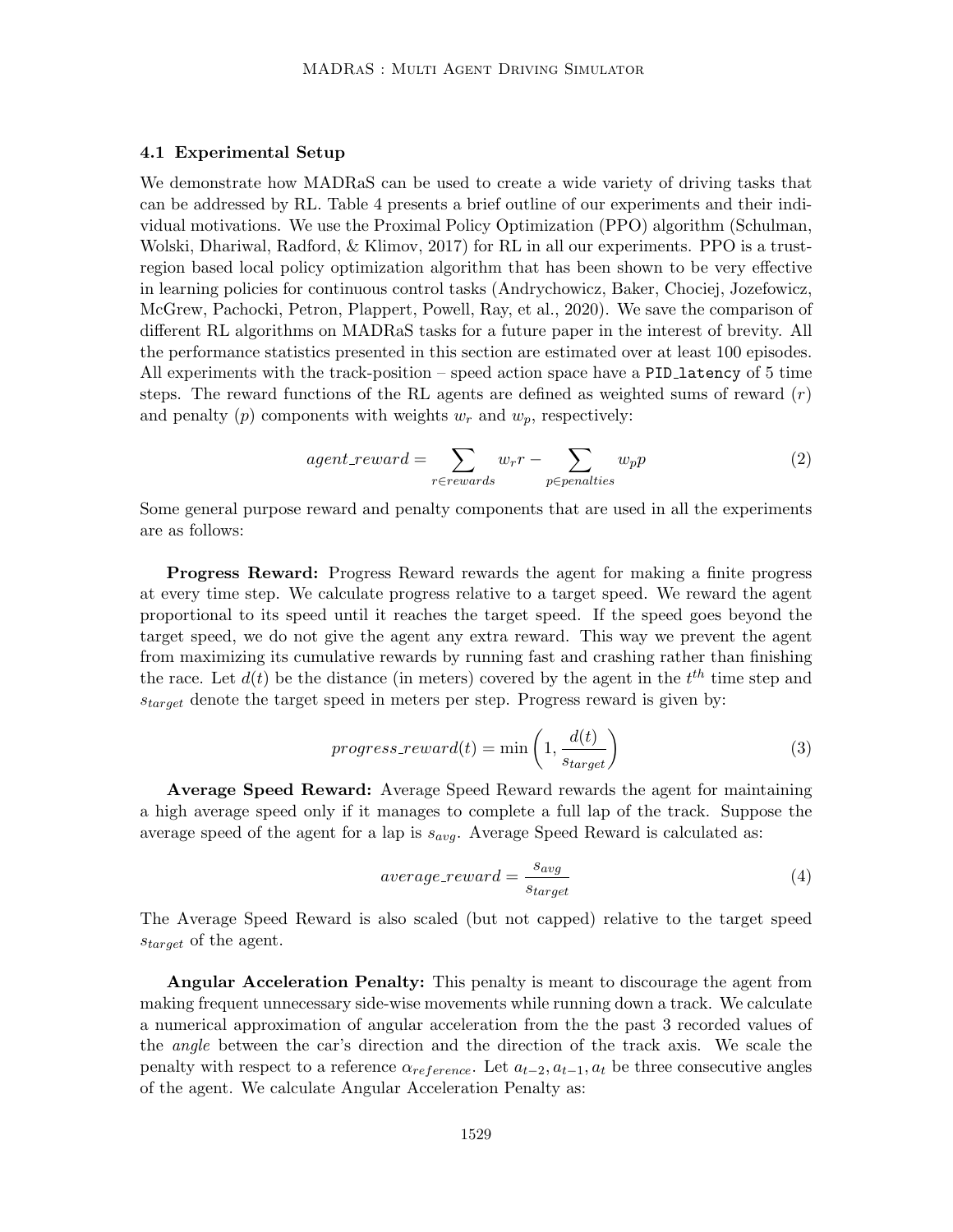### 4.1 Experimental Setup

We demonstrate how MADRaS can be used to create a wide variety of driving tasks that can be addressed by RL. Table 4 presents a brief outline of our experiments and their individual motivations. We use the Proximal Policy Optimization (PPO) algorithm (Schulman, Wolski, Dhariwal, Radford, & Klimov, 2017) for RL in all our experiments. PPO is a trust-region based local policy optimization algorithm that has been shown to be very effective in learning policies for continuous control tasks (Andrychowicz, Baker, Chociej, Jozefowicz, McGrew, Pachocki, Petron, Plappert, Powell, Ray, et al., 2020). We save the comparison of different RL algorithms on MADRaS tasks for a future paper in the interest of brevity. All the performance statistics presented in this section are estimated over at least 100 episodes. All experiments with the track-position – speed action space have a `PID_latency` of 5 time steps. The reward functions of the RL agents are defined as weighted sums of reward ($r$) and penalty ($p$) components with weights $w_r$ and $w_p$, respectively:

$$agent\_reward = \sum_{r \in rewards} w_r r - \sum_{p \in penalties} w_p p \tag{2}$$

Some general purpose reward and penalty components that are used in all the experiments are as follows:

**Progress Reward:** Progress Reward rewards the agent for making a finite progress at every time step. We calculate progress relative to a target speed. We reward the agent proportional to its speed until it reaches the target speed. If the speed goes beyond the target speed, we do not give the agent any extra reward. This way we prevent the agent from maximizing its cumulative rewards by running fast and crashing rather than finishing the race. Let $d(t)$ be the distance (in meters) covered by the agent in the $t^{th}$ time step and $s_{target}$ denote the target speed in meters per step. Progress reward is given by:

$$progress\_reward(t) = \min\left(1, \frac{d(t)}{s_{target}}\right) \tag{3}$$

**Average Speed Reward:** Average Speed Reward rewards the agent for maintaining a high average speed only if it manages to complete a full lap of the track. Suppose the average speed of the agent for a lap is $s_{avg}$. Average Speed Reward is calculated as:

$$average\_reward = \frac{s_{avg}}{s_{target}} \tag{4}$$

The Average Speed Reward is also scaled (but not capped) relative to the target speed $s_{target}$ of the agent.

**Angular Acceleration Penalty:** This penalty is meant to discourage the agent from making frequent unnecessary side-wise movements while running down a track. We calculate a numerical approximation of angular acceleration from the the past 3 recorded values of the *angle* between the car's direction and the direction of the track axis. We scale the penalty with respect to a reference $\alpha_{reference}$. Let $a_{t-2}, a_{t-1}, a_t$ be three consecutive angles of the agent. We calculate Angular Acceleration Penalty as: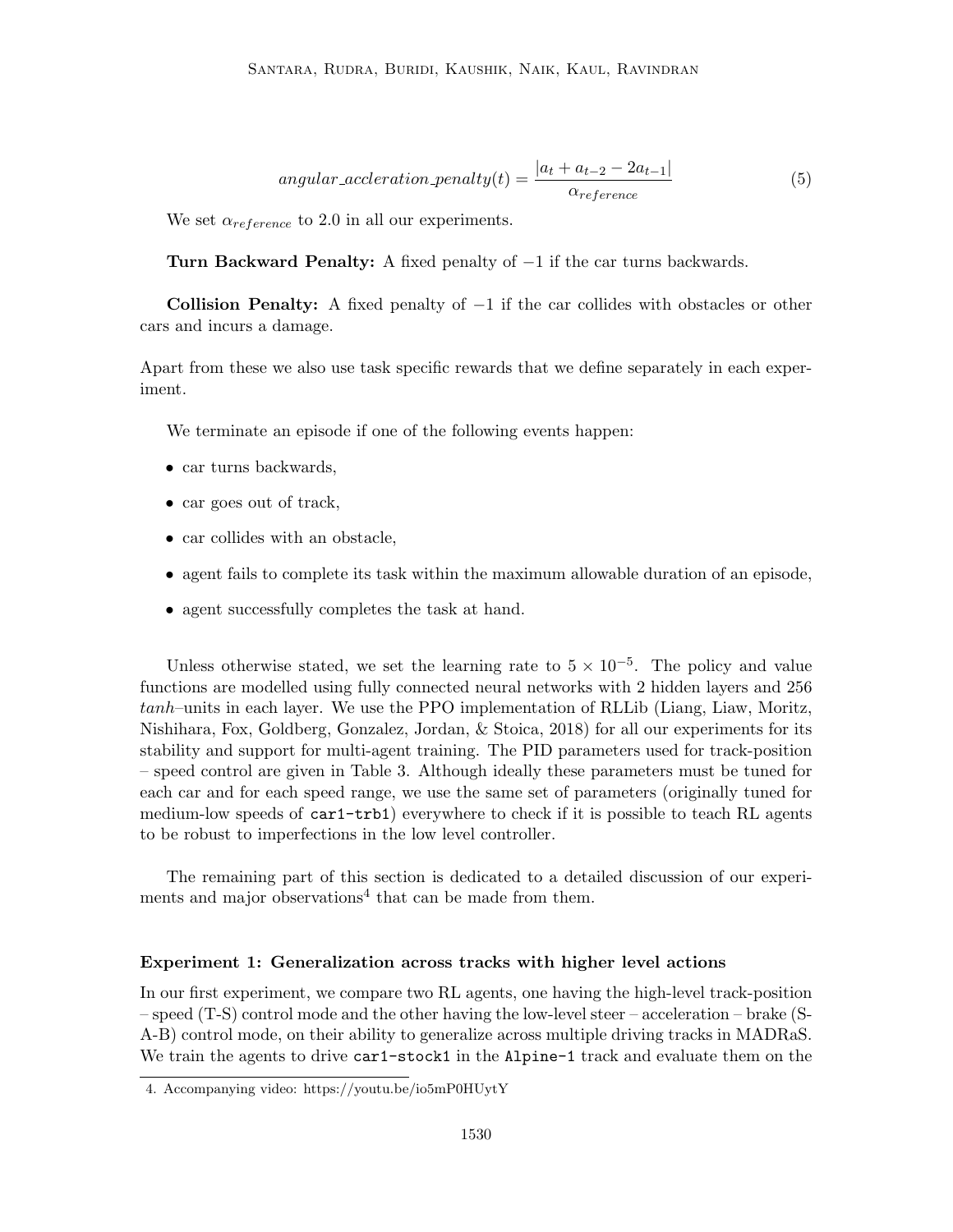$$angular\_accleration\_penalty(t) = \frac{|a_t + a_{t-2} - 2a_{t-1}|}{\alpha_{reference}} \tag{5}$$

We set $\alpha_{reference}$ to 2.0 in all our experiments.

**Turn Backward Penalty:** A fixed penalty of $-1$ if the car turns backwards.

**Collision Penalty:** A fixed penalty of $-1$ if the car collides with obstacles or other cars and incurs a damage.

Apart from these we also use task specific rewards that we define separately in each experiment.

We terminate an episode if one of the following events happen:

- car turns backwards,
- car goes out of track,
- car collides with an obstacle,
- agent fails to complete its task within the maximum allowable duration of an episode,
- agent successfully completes the task at hand.

Unless otherwise stated, we set the learning rate to $5 \times 10^{-5}$. The policy and value functions are modelled using fully connected neural networks with 2 hidden layers and 256 *tanh*–units in each layer. We use the PPO implementation of RLLib (Liang, Liaw, Moritz, Nishihara, Fox, Goldberg, Gonzalez, Jordan, & Stoica, 2018) for all our experiments for its stability and support for multi-agent training. The PID parameters used for track-position – speed control are given in Table 3. Although ideally these parameters must be tuned for each car and for each speed range, we use the same set of parameters (originally tuned for medium-low speeds of `car1-trb1`) everywhere to check if it is possible to teach RL agents to be robust to imperfections in the low level controller.

The remaining part of this section is dedicated to a detailed discussion of our experiments and major observations[4] that can be made from them.

### Experiment 1: Generalization across tracks with higher level actions

In our first experiment, we compare two RL agents, one having the high-level track-position – speed (T-S) control mode and the other having the low-level steer – acceleration – brake (S-A-B) control mode, on their ability to generalize across multiple driving tracks in MADRaS. We train the agents to drive `car1-stock1` in the `Alpine-1` track and evaluate them on the

4. Accompanying video: https://youtu.be/io5mP0HUytY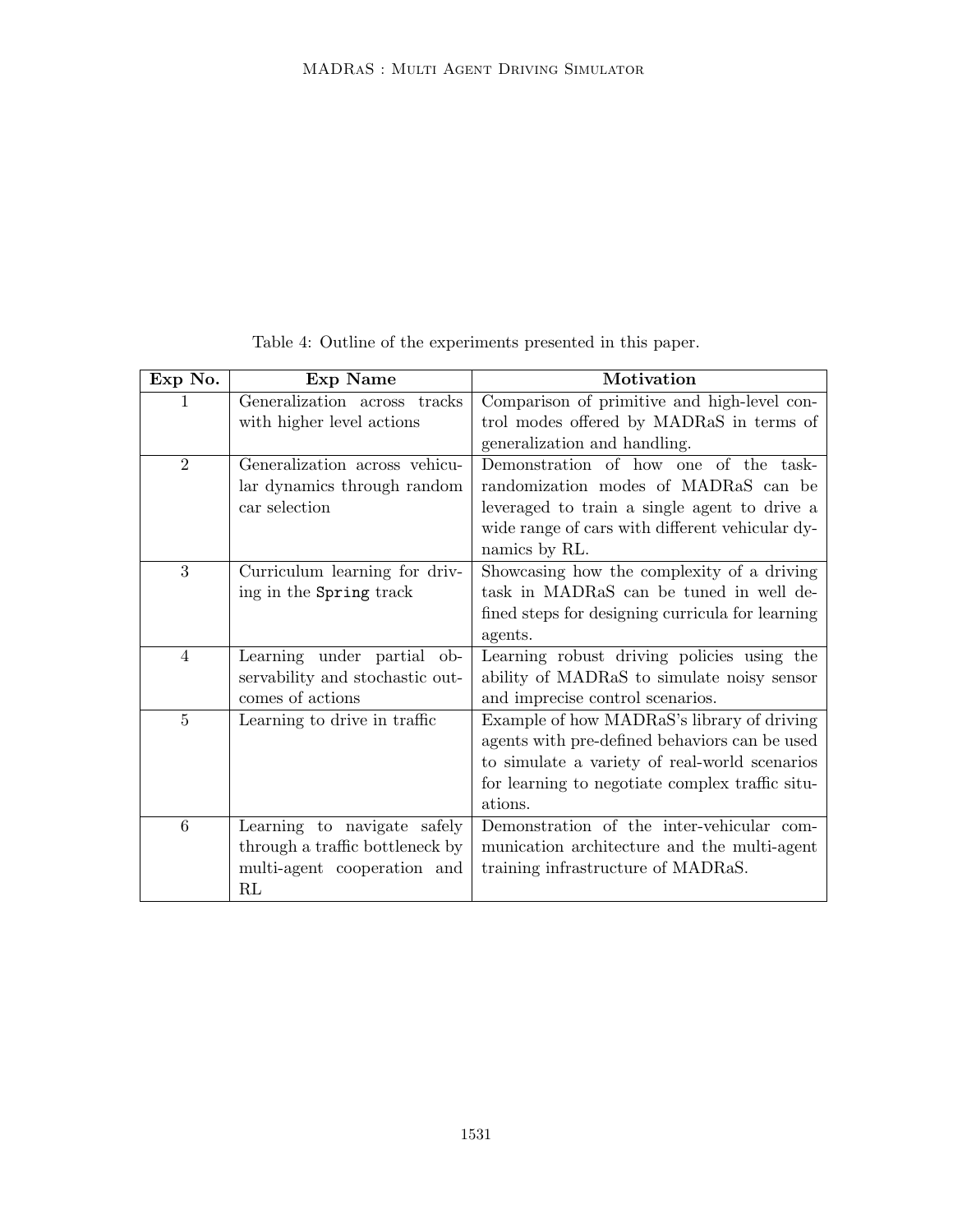Table 4: Outline of the experiments presented in this paper.

| Exp No. | Exp Name | Motivation |
|---|---|---|
| 1 | Generalization across tracks with higher level actions | Comparison of primitive and high-level control modes offered by MADRaS in terms of generalization and handling. |
| 2 | Generalization across vehicular dynamics through random car selection | Demonstration of how one of the task-randomization modes of MADRaS can be leveraged to train a single agent to drive a wide range of cars with different vehicular dynamics by RL. |
| 3 | Curriculum learning for driving in the `Spring` track | Showcasing how the complexity of a driving task in MADRaS can be tuned in well defined steps for designing curricula for learning agents. |
| 4 | Learning under partial observability and stochastic outcomes of actions | Learning robust driving policies using the ability of MADRaS to simulate noisy sensor and imprecise control scenarios. |
| 5 | Learning to drive in traffic | Example of how MADRaS's library of driving agents with pre-defined behaviors can be used to simulate a variety of real-world scenarios for learning to negotiate complex traffic situations. |
| 6 | Learning to navigate safely through a traffic bottleneck by multi-agent cooperation and RL | Demonstration of the inter-vehicular communication architecture and the multi-agent training infrastructure of MADRaS. |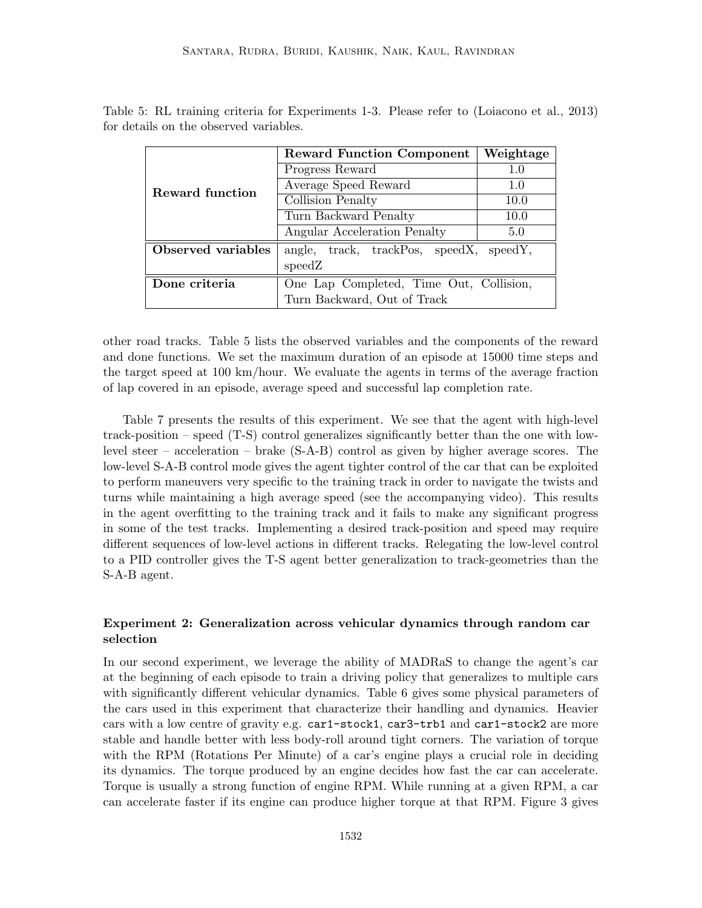Table 5: RL training criteria for Experiments 1-3. Please refer to (Loiacono et al., 2013) for details on the observed variables.

| | Reward Function Component | Weightage |
|---|---|---|
| **Reward function** | Progress Reward | 1.0 |
| | Average Speed Reward | 1.0 |
| | Collision Penalty | 10.0 |
| | Turn Backward Penalty | 10.0 |
| | Angular Acceleration Penalty | 5.0 |
| **Observed variables** | angle, track, trackPos, speedX, speedY, speedZ | |
| **Done criteria** | One Lap Completed, Time Out, Collision, Turn Backward, Out of Track | |

other road tracks. Table 5 lists the observed variables and the components of the reward and done functions. We set the maximum duration of an episode at 15000 time steps and the target speed at 100 km/hour. We evaluate the agents in terms of the average fraction of lap covered in an episode, average speed and successful lap completion rate.

Table 7 presents the results of this experiment. We see that the agent with high-level track-position – speed (T-S) control generalizes significantly better than the one with low-level steer – acceleration – brake (S-A-B) control as given by higher average scores. The low-level S-A-B control mode gives the agent tighter control of the car that can be exploited to perform maneuvers very specific to the training track in order to navigate the twists and turns while maintaining a high average speed (see the accompanying video). This results in the agent overfitting to the training track and it fails to make any significant progress in some of the test tracks. Implementing a desired track-position and speed may require different sequences of low-level actions in different tracks. Relegating the low-level control to a PID controller gives the T-S agent better generalization to track-geometries than the S-A-B agent.

### Experiment 2: Generalization across vehicular dynamics through random car selection

In our second experiment, we leverage the ability of MADRaS to change the agent's car at the beginning of each episode to train a driving policy that generalizes to multiple cars with significantly different vehicular dynamics. Table 6 gives some physical parameters of the cars used in this experiment that characterize their handling and dynamics. Heavier cars with a low centre of gravity e.g. `car1-stock1`, `car3-trb1` and `car1-stock2` are more stable and handle better with less body-roll around tight corners. The variation of torque with the RPM (Rotations Per Minute) of a car's engine plays a crucial role in deciding its dynamics. The torque produced by an engine decides how fast the car can accelerate. Torque is usually a strong function of engine RPM. While running at a given RPM, a car can accelerate faster if its engine can produce higher torque at that RPM. Figure 3 gives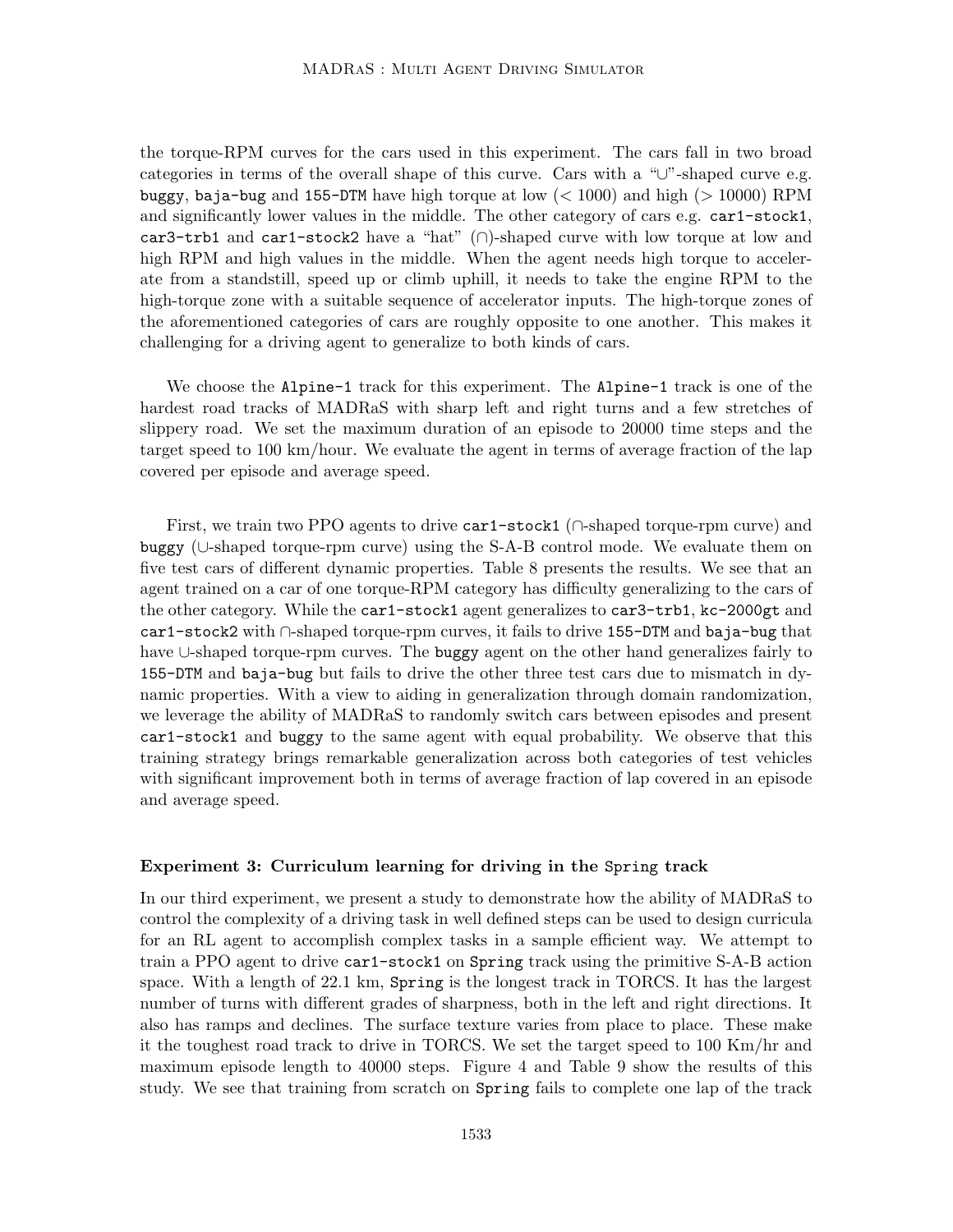the torque-RPM curves for the cars used in this experiment. The cars fall in two broad categories in terms of the overall shape of this curve. Cars with a "∪"-shaped curve e.g. buggy, baja-bug and 155-DTM have high torque at low ($< 1000$) and high ($> 10000$) RPM and significantly lower values in the middle. The other category of cars e.g. car1-stock1, car3-trb1 and car1-stock2 have a "hat" (∩)-shaped curve with low torque at low and high RPM and high values in the middle. When the agent needs high torque to accelerate from a standstill, speed up or climb uphill, it needs to take the engine RPM to the high-torque zone with a suitable sequence of accelerator inputs. The high-torque zones of the aforementioned categories of cars are roughly opposite to one another. This makes it challenging for a driving agent to generalize to both kinds of cars.

We choose the Alpine-1 track for this experiment. The Alpine-1 track is one of the hardest road tracks of MADRaS with sharp left and right turns and a few stretches of slippery road. We set the maximum duration of an episode to 20000 time steps and the target speed to 100 km/hour. We evaluate the agent in terms of average fraction of the lap covered per episode and average speed.

First, we train two PPO agents to drive car1-stock1 (∩-shaped torque-rpm curve) and buggy (∪-shaped torque-rpm curve) using the S-A-B control mode. We evaluate them on five test cars of different dynamic properties. Table 8 presents the results. We see that an agent trained on a car of one torque-RPM category has difficulty generalizing to the cars of the other category. While the car1-stock1 agent generalizes to car3-trb1, kc-2000gt and car1-stock2 with ∩-shaped torque-rpm curves, it fails to drive 155-DTM and baja-bug that have ∪-shaped torque-rpm curves. The buggy agent on the other hand generalizes fairly to 155-DTM and baja-bug but fails to drive the other three test cars due to mismatch in dynamic properties. With a view to aiding in generalization through domain randomization, we leverage the ability of MADRaS to randomly switch cars between episodes and present car1-stock1 and buggy to the same agent with equal probability. We observe that this training strategy brings remarkable generalization across both categories of test vehicles with significant improvement both in terms of average fraction of lap covered in an episode and average speed.

**Experiment 3: Curriculum learning for driving in the Spring track**

In our third experiment, we present a study to demonstrate how the ability of MADRaS to control the complexity of a driving task in well defined steps can be used to design curricula for an RL agent to accomplish complex tasks in a sample efficient way. We attempt to train a PPO agent to drive car1-stock1 on Spring track using the primitive S-A-B action space. With a length of 22.1 km, Spring is the longest track in TORCS. It has the largest number of turns with different grades of sharpness, both in the left and right directions. It also has ramps and declines. The surface texture varies from place to place. These make it the toughest road track to drive in TORCS. We set the target speed to 100 Km/hr and maximum episode length to 40000 steps. Figure 4 and Table 9 show the results of this study. We see that training from scratch on Spring fails to complete one lap of the track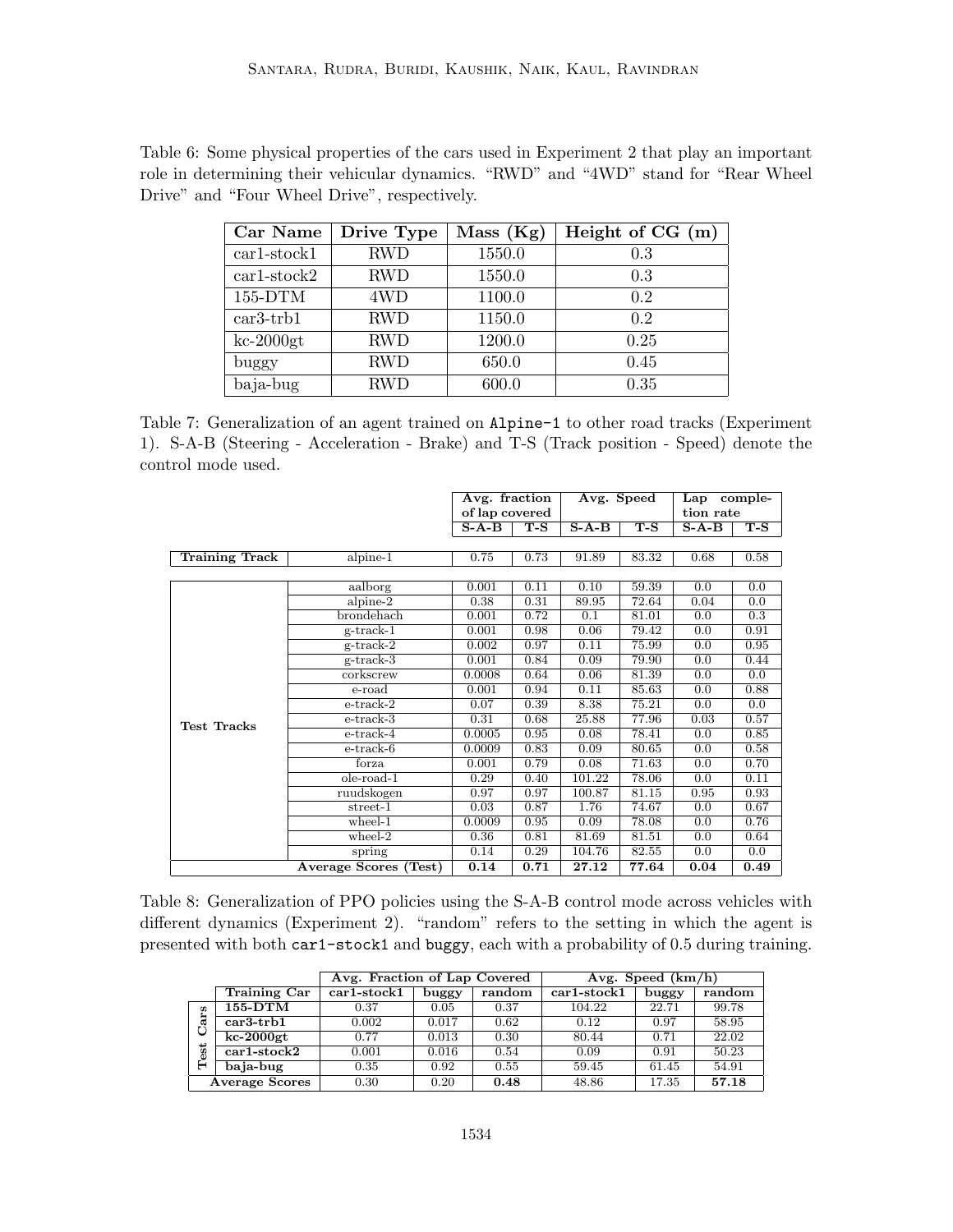Table 6: Some physical properties of the cars used in Experiment 2 that play an important role in determining their vehicular dynamics. "RWD" and "4WD" stand for "Rear Wheel Drive" and "Four Wheel Drive", respectively.

| Car Name | Drive Type | Mass (Kg) | Height of CG (m) |
|---|---|---|---|
| car1-stock1 | RWD | 1550.0 | 0.3 |
| car1-stock2 | RWD | 1550.0 | 0.3 |
| 155-DTM | 4WD | 1100.0 | 0.2 |
| car3-trb1 | RWD | 1150.0 | 0.2 |
| kc-2000gt | RWD | 1200.0 | 0.25 |
| buggy | RWD | 650.0 | 0.45 |
| baja-bug | RWD | 600.0 | 0.35 |

Table 7: Generalization of an agent trained on `Alpine-1` to other road tracks (Experiment 1). S-A-B (Steering - Acceleration - Brake) and T-S (Track position - Speed) denote the control mode used.

| | | Avg. fraction of lap covered | | Avg. Speed | | Lap completion rate | |
|---|---|---|---|---|---|---|---|
| | | S-A-B | T-S | S-A-B | T-S | S-A-B | T-S |
| **Training Track** | alpine-1 | 0.75 | 0.73 | 91.89 | 83.32 | 0.68 | 0.58 |
| **Test Tracks** | aalborg | 0.001 | 0.11 | 0.10 | 59.39 | 0.0 | 0.0 |
| | alpine-2 | 0.38 | 0.31 | 89.95 | 72.64 | 0.04 | 0.0 |
| | brondehach | 0.001 | 0.72 | 0.1 | 81.01 | 0.0 | 0.3 |
| | g-track-1 | 0.001 | 0.98 | 0.06 | 79.42 | 0.0 | 0.91 |
| | g-track-2 | 0.002 | 0.97 | 0.11 | 75.99 | 0.0 | 0.95 |
| | g-track-3 | 0.001 | 0.84 | 0.09 | 79.90 | 0.0 | 0.44 |
| | corkscrew | 0.0008 | 0.64 | 0.06 | 81.39 | 0.0 | 0.0 |
| | e-road | 0.001 | 0.94 | 0.11 | 85.63 | 0.0 | 0.88 |
| | e-track-2 | 0.07 | 0.39 | 8.38 | 75.21 | 0.0 | 0.0 |
| | e-track-3 | 0.31 | 0.68 | 25.88 | 77.96 | 0.03 | 0.57 |
| | e-track-4 | 0.0005 | 0.95 | 0.08 | 78.41 | 0.0 | 0.85 |
| | e-track-6 | 0.0009 | 0.83 | 0.09 | 80.65 | 0.0 | 0.58 |
| | forza | 0.001 | 0.79 | 0.08 | 71.63 | 0.0 | 0.70 |
| | ole-road-1 | 0.29 | 0.40 | 101.22 | 78.06 | 0.0 | 0.11 |
| | ruudskogen | 0.97 | 0.97 | 100.87 | 81.15 | 0.95 | 0.93 |
| | street-1 | 0.03 | 0.87 | 1.76 | 74.67 | 0.0 | 0.67 |
| | wheel-1 | 0.0009 | 0.95 | 0.09 | 78.08 | 0.0 | 0.76 |
| | wheel-2 | 0.36 | 0.81 | 81.69 | 81.51 | 0.0 | 0.64 |
| | spring | 0.14 | 0.29 | 104.76 | 82.55 | 0.0 | 0.0 |
| | **Average Scores (Test)** | **0.14** | **0.71** | **27.12** | **77.64** | **0.04** | **0.49** |

Table 8: Generalization of PPO policies using the S-A-B control mode across vehicles with different dynamics (Experiment 2). "random" refers to the setting in which the agent is presented with both `car1-stock1` and `buggy`, each with a probability of 0.5 during training.

| | | Avg. Fraction of Lap Covered | | | Avg. Speed (km/h) | | |
|---|---|---|---|---|---|---|---|
| | **Training Car** | car1-stock1 | buggy | random | car1-stock1 | buggy | random |
| **Test Cars** | **155-DTM** | 0.37 | 0.05 | 0.37 | 104.22 | 22.71 | 99.78 |
| | **car3-trb1** | 0.002 | 0.017 | 0.62 | 0.12 | 0.97 | 58.95 |
| | **kc-2000gt** | 0.77 | 0.013 | 0.30 | 80.44 | 0.71 | 22.02 |
| | **car1-stock2** | 0.001 | 0.016 | 0.54 | 0.09 | 0.91 | 50.23 |
| | **baja-bug** | 0.35 | 0.92 | 0.55 | 59.45 | 61.45 | 54.91 |
| **Average Scores** | | 0.30 | 0.20 | **0.48** | 48.86 | 17.35 | **57.18** |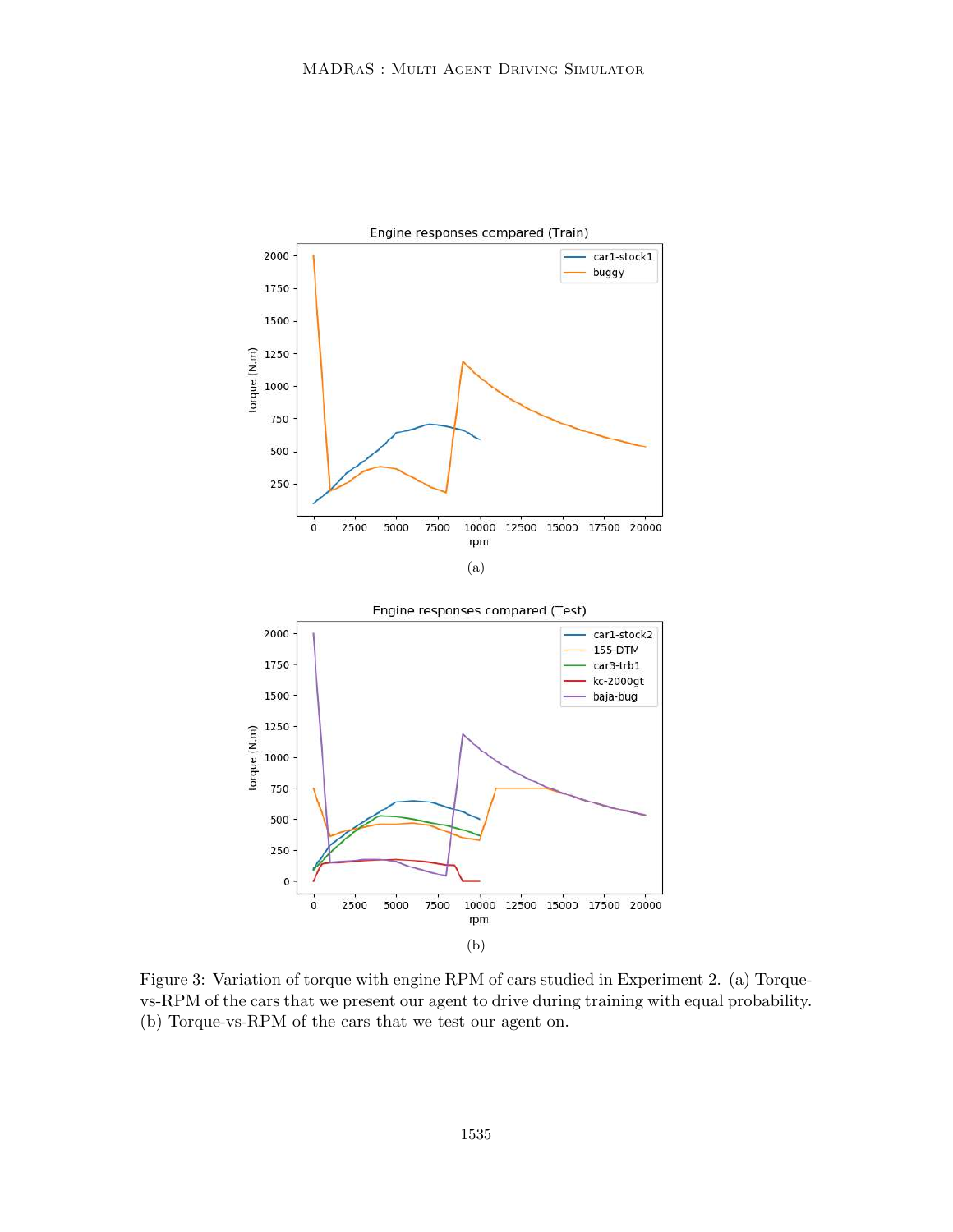(a)

(b)

Figure 3: Variation of torque with engine RPM of cars studied in Experiment 2. (a) Torque-vs-RPM of the cars that we present our agent to drive during training with equal probability. (b) Torque-vs-RPM of the cars that we test our agent on.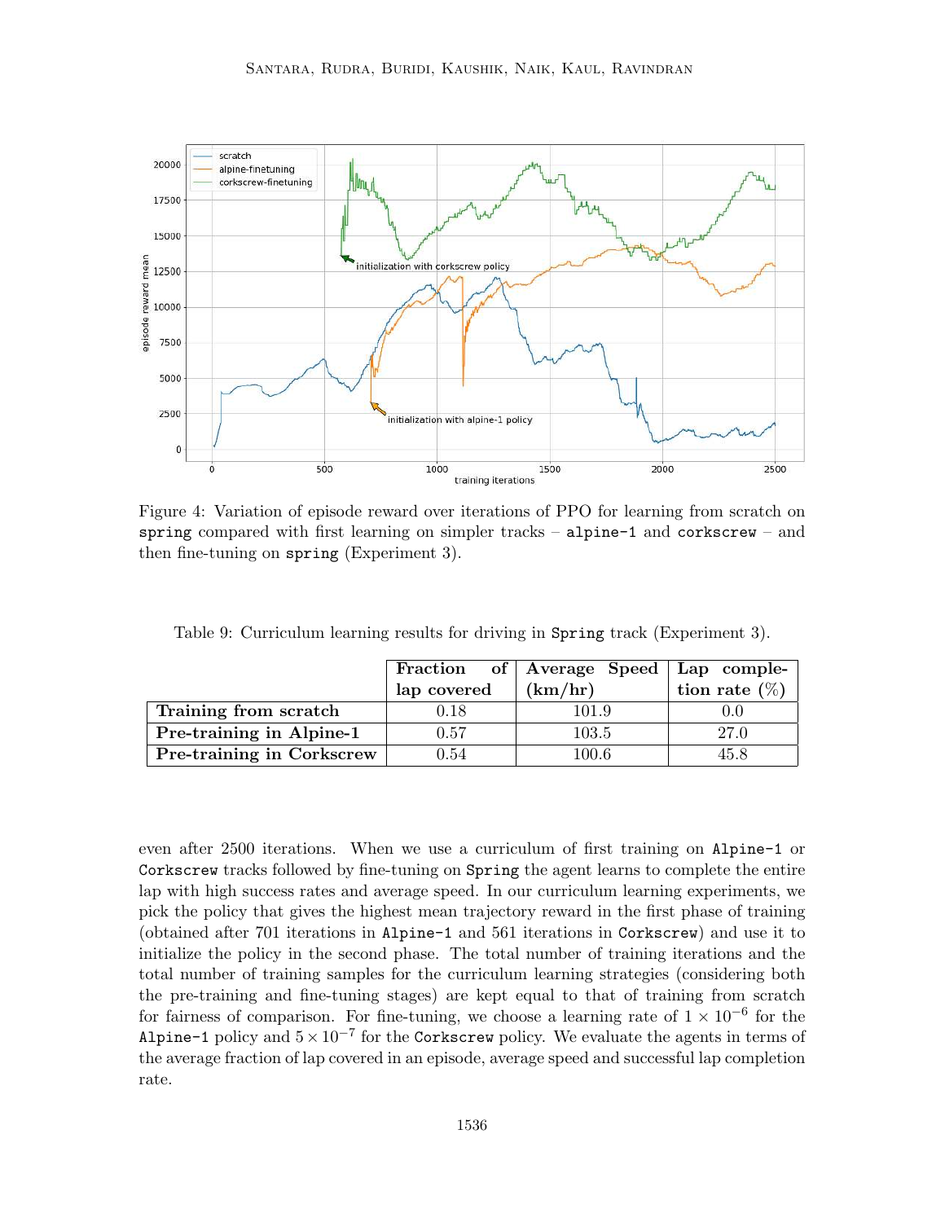Figure 4: Variation of episode reward over iterations of PPO for learning from scratch on `spring` compared with first learning on simpler tracks – `alpine-1` and `corkscrew` – and then fine-tuning on `spring` (Experiment 3).

Table 9: Curriculum learning results for driving in `Spring` track (Experiment 3).

| | Fraction of lap covered | Average Speed (km/hr) | Lap completion rate (%) |
|---|---|---|---|
| **Training from scratch** | 0.18 | 101.9 | 0.0 |
| **Pre-training in Alpine-1** | 0.57 | 103.5 | 27.0 |
| **Pre-training in Corkscrew** | 0.54 | 100.6 | 45.8 |

even after 2500 iterations. When we use a curriculum of first training on `Alpine-1` or `Corkscrew` tracks followed by fine-tuning on `Spring` the agent learns to complete the entire lap with high success rates and average speed. In our curriculum learning experiments, we pick the policy that gives the highest mean trajectory reward in the first phase of training (obtained after 701 iterations in `Alpine-1` and 561 iterations in `Corkscrew`) and use it to initialize the policy in the second phase. The total number of training iterations and the total number of training samples for the curriculum learning strategies (considering both the pre-training and fine-tuning stages) are kept equal to that of training from scratch for fairness of comparison. For fine-tuning, we choose a learning rate of $1 \times 10^{-6}$ for the `Alpine-1` policy and $5 \times 10^{-7}$ for the `Corkscrew` policy. We evaluate the agents in terms of the average fraction of lap covered in an episode, average speed and successful lap completion rate.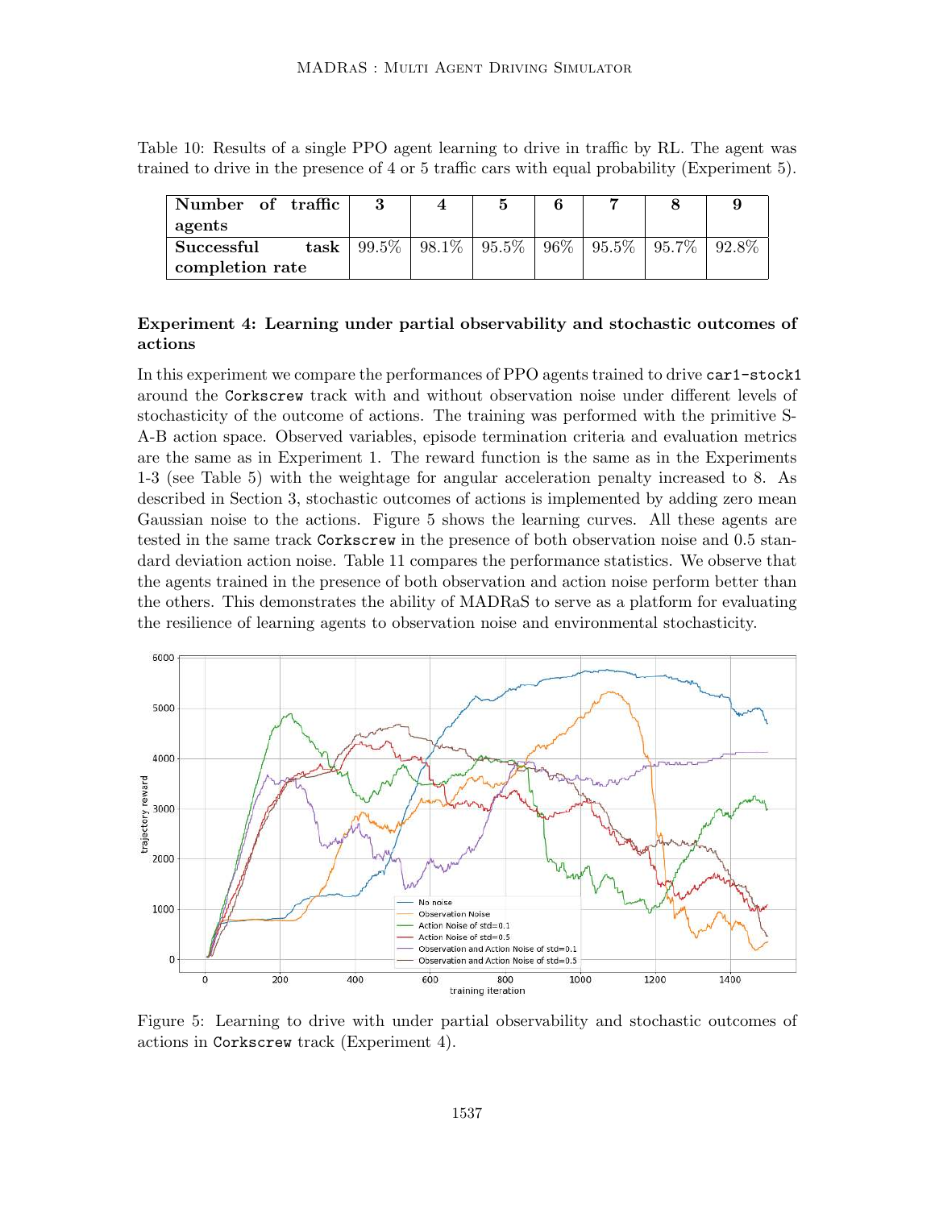Table 10: Results of a single PPO agent learning to drive in traffic by RL. The agent was trained to drive in the presence of 4 or 5 traffic cars with equal probability (Experiment 5).

| Number of traffic agents | 3 | 4 | 5 | 6 | 7 | 8 | 9 |
|---|---|---|---|---|---|---|---|
| Successful task completion rate | 99.5% | 98.1% | 95.5% | 96% | 95.5% | 95.7% | 92.8% |

**Experiment 4: Learning under partial observability and stochastic outcomes of actions**

In this experiment we compare the performances of PPO agents trained to drive `car1-stock1` around the `Corkscrew` track with and without observation noise under different levels of stochasticity of the outcome of actions. The training was performed with the primitive S-A-B action space. Observed variables, episode termination criteria and evaluation metrics are the same as in Experiment 1. The reward function is the same as in the Experiments 1-3 (see Table 5) with the weightage for angular acceleration penalty increased to 8. As described in Section 3, stochastic outcomes of actions is implemented by adding zero mean Gaussian noise to the actions. Figure 5 shows the learning curves. All these agents are tested in the same track `Corkscrew` in the presence of both observation noise and 0.5 standard deviation action noise. Table 11 compares the performance statistics. We observe that the agents trained in the presence of both observation and action noise perform better than the others. This demonstrates the ability of MADRaS to serve as a platform for evaluating the resilience of learning agents to observation noise and environmental stochasticity.

Figure 5: Learning to drive with under partial observability and stochastic outcomes of actions in `Corkscrew` track (Experiment 4).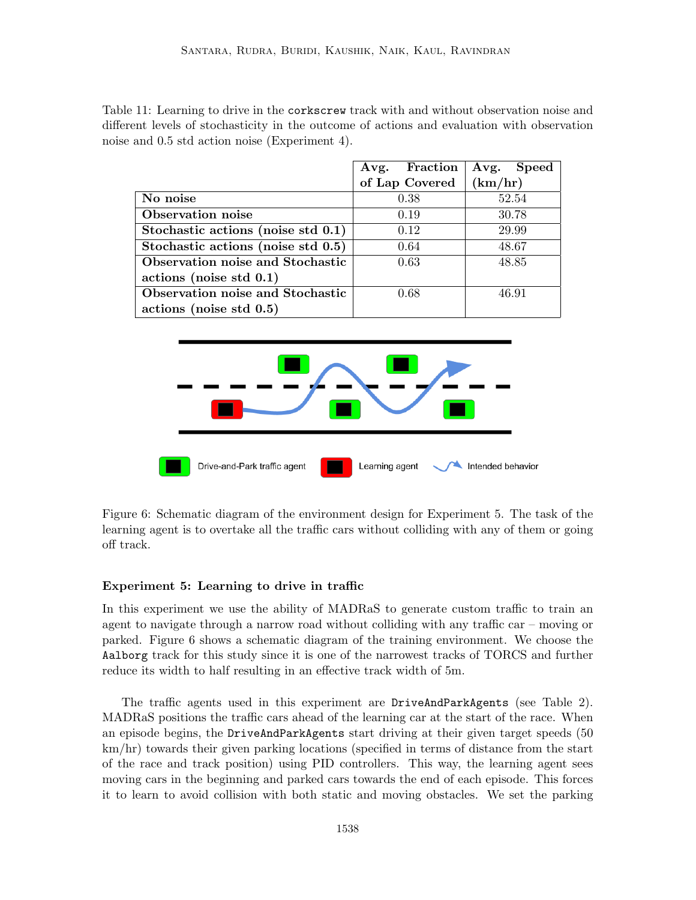Table 11: Learning to drive in the `corkscrew` track with and without observation noise and different levels of stochasticity in the outcome of actions and evaluation with observation noise and 0.5 std action noise (Experiment 4).

| | **Avg. Fraction of Lap Covered** | **Avg. Speed (km/hr)** |
|---|---|---|
| **No noise** | 0.38 | 52.54 |
| **Observation noise** | 0.19 | 30.78 |
| **Stochastic actions (noise std 0.1)** | 0.12 | 29.99 |
| **Stochastic actions (noise std 0.5)** | 0.64 | 48.67 |
| **Observation noise and Stochastic actions (noise std 0.1)** | 0.63 | 48.85 |
| **Observation noise and Stochastic actions (noise std 0.5)** | 0.68 | 46.91 |

Figure 6: Schematic diagram of the environment design for Experiment 5. The task of the learning agent is to overtake all the traffic cars without colliding with any of them or going off track.

### Experiment 5: Learning to drive in traffic

In this experiment we use the ability of MADRaS to generate custom traffic to train an agent to navigate through a narrow road without colliding with any traffic car – moving or parked. Figure 6 shows a schematic diagram of the training environment. We choose the `Aalborg` track for this study since it is one of the narrowest tracks of TORCS and further reduce its width to half resulting in an effective track width of 5m.

The traffic agents used in this experiment are `DriveAndParkAgents` (see Table 2). MADRaS positions the traffic cars ahead of the learning car at the start of the race. When an episode begins, the `DriveAndParkAgents` start driving at their given target speeds (50 km/hr) towards their given parking locations (specified in terms of distance from the start of the race and track position) using PID controllers. This way, the learning agent sees moving cars in the beginning and parked cars towards the end of each episode. This forces it to learn to avoid collision with both static and moving obstacles. We set the parking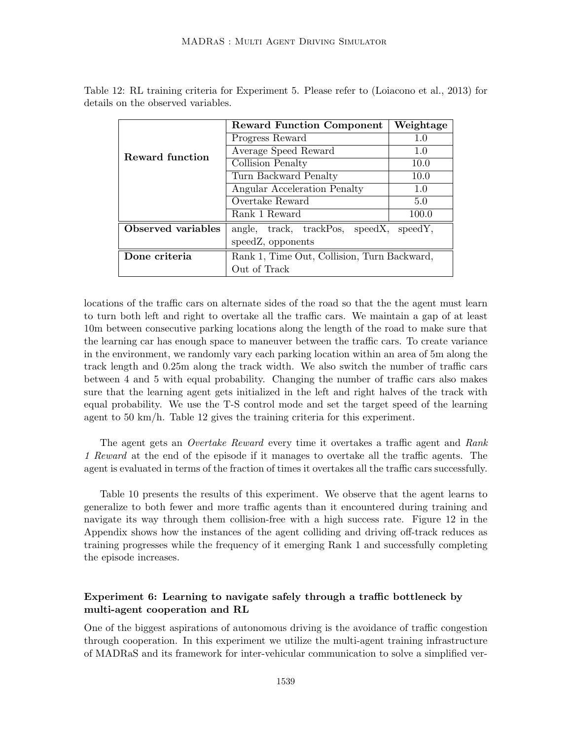Table 12: RL training criteria for Experiment 5. Please refer to (Loiacono et al., 2013) for details on the observed variables.

| | Reward Function Component | Weightage |
|---|---|---|
| **Reward function** | Progress Reward | 1.0 |
| | Average Speed Reward | 1.0 |
| | Collision Penalty | 10.0 |
| | Turn Backward Penalty | 10.0 |
| | Angular Acceleration Penalty | 1.0 |
| | Overtake Reward | 5.0 |
| | Rank 1 Reward | 100.0 |
| **Observed variables** | angle, track, trackPos, speedX, speedY, speedZ, opponents | |
| **Done criteria** | Rank 1, Time Out, Collision, Turn Backward, Out of Track | |

locations of the traffic cars on alternate sides of the road so that the the agent must learn to turn both left and right to overtake all the traffic cars. We maintain a gap of at least 10m between consecutive parking locations along the length of the road to make sure that the learning car has enough space to maneuver between the traffic cars. To create variance in the environment, we randomly vary each parking location within an area of 5m along the track length and 0.25m along the track width. We also switch the number of traffic cars between 4 and 5 with equal probability. Changing the number of traffic cars also makes sure that the learning agent gets initialized in the left and right halves of the track with equal probability. We use the T-S control mode and set the target speed of the learning agent to 50 km/h. Table 12 gives the training criteria for this experiment.

The agent gets an *Overtake Reward* every time it overtakes a traffic agent and *Rank 1 Reward* at the end of the episode if it manages to overtake all the traffic agents. The agent is evaluated in terms of the fraction of times it overtakes all the traffic cars successfully.

Table 10 presents the results of this experiment. We observe that the agent learns to generalize to both fewer and more traffic agents than it encountered during training and navigate its way through them collision-free with a high success rate. Figure 12 in the Appendix shows how the instances of the agent colliding and driving off-track reduces as training progresses while the frequency of it emerging Rank 1 and successfully completing the episode increases.

**Experiment 6: Learning to navigate safely through a traffic bottleneck by multi-agent cooperation and RL**

One of the biggest aspirations of autonomous driving is the avoidance of traffic congestion through cooperation. In this experiment we utilize the multi-agent training infrastructure of MADRaS and its framework for inter-vehicular communication to solve a simplified ver-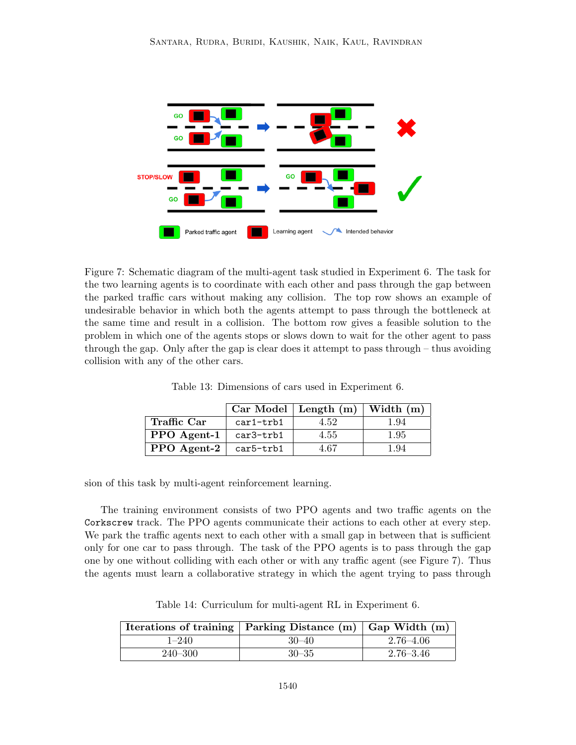Figure 7: Schematic diagram of the multi-agent task studied in Experiment 6. The task for the two learning agents is to coordinate with each other and pass through the gap between the parked traffic cars without making any collision. The top row shows an example of undesirable behavior in which both the agents attempt to pass through the bottleneck at the same time and result in a collision. The bottom row gives a feasible solution to the problem in which one of the agents stops or slows down to wait for the other agent to pass through the gap. Only after the gap is clear does it attempt to pass through – thus avoiding collision with any of the other cars.

Table 13: Dimensions of cars used in Experiment 6.

| | Car Model | Length (m) | Width (m) |
|---|---|---|---|
| **Traffic Car** | `car1-trb1` | 4.52 | 1.94 |
| **PPO Agent-1** | `car3-trb1` | 4.55 | 1.95 |
| **PPO Agent-2** | `car5-trb1` | 4.67 | 1.94 |

sion of this task by multi-agent reinforcement learning.

The training environment consists of two PPO agents and two traffic agents on the `Corkscrew` track. The PPO agents communicate their actions to each other at every step. We park the traffic agents next to each other with a small gap in between that is sufficient only for one car to pass through. The task of the PPO agents is to pass through the gap one by one without colliding with each other or with any traffic agent (see Figure 7). Thus the agents must learn a collaborative strategy in which the agent trying to pass through

Table 14: Curriculum for multi-agent RL in Experiment 6.

| Iterations of training | Parking Distance (m) | Gap Width (m) |
|---|---|---|
| 1–240 | 30–40 | 2.76–4.06 |
| 240–300 | 30–35 | 2.76–3.46 |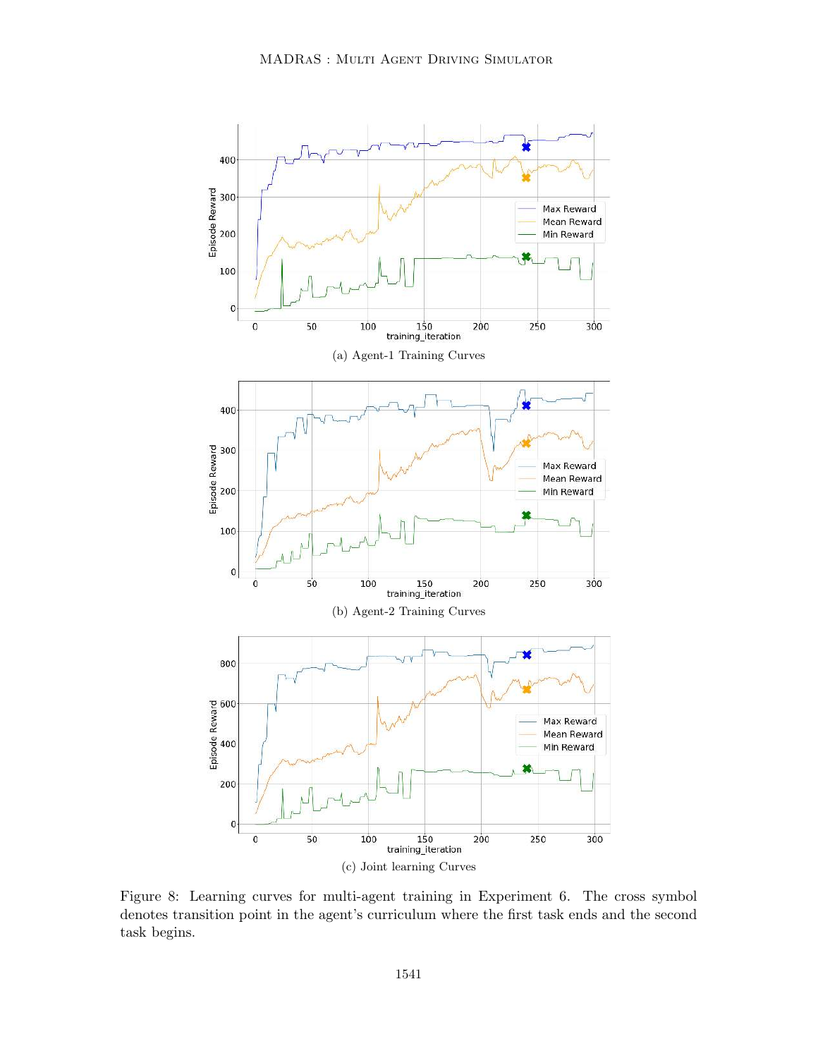(a) Agent-1 Training Curves

(b) Agent-2 Training Curves

(c) Joint learning Curves

Figure 8: Learning curves for multi-agent training in Experiment 6. The cross symbol denotes transition point in the agent's curriculum where the first task ends and the second task begins.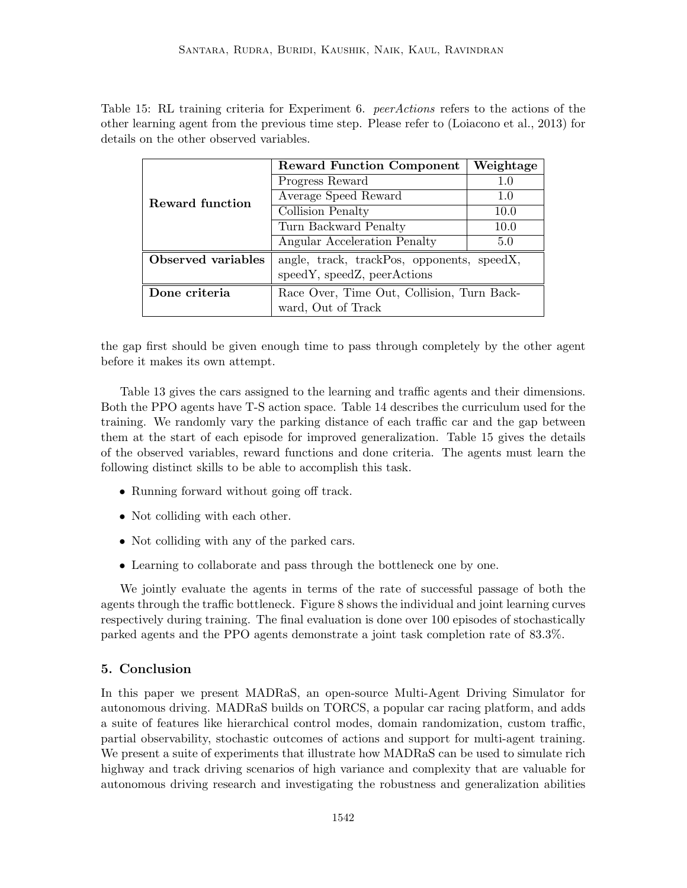Table 15: RL training criteria for Experiment 6. *peerActions* refers to the actions of the other learning agent from the previous time step. Please refer to (Loiacono et al., 2013) for details on the other observed variables.

| | **Reward Function Component** | **Weightage** |
|---|---|---|
| **Reward function** | Progress Reward | 1.0 |
| | Average Speed Reward | 1.0 |
| | Collision Penalty | 10.0 |
| | Turn Backward Penalty | 10.0 |
| | Angular Acceleration Penalty | 5.0 |
| **Observed variables** | angle, track, trackPos, opponents, speedX, speedY, speedZ, peerActions | |
| **Done criteria** | Race Over, Time Out, Collision, Turn Backward, Out of Track | |

the gap first should be given enough time to pass through completely by the other agent before it makes its own attempt.

Table 13 gives the cars assigned to the learning and traffic agents and their dimensions. Both the PPO agents have T-S action space. Table 14 describes the curriculum used for the training. We randomly vary the parking distance of each traffic car and the gap between them at the start of each episode for improved generalization. Table 15 gives the details of the observed variables, reward functions and done criteria. The agents must learn the following distinct skills to be able to accomplish this task.

- Running forward without going off track.
- Not colliding with each other.
- Not colliding with any of the parked cars.
- Learning to collaborate and pass through the bottleneck one by one.

We jointly evaluate the agents in terms of the rate of successful passage of both the agents through the traffic bottleneck. Figure 8 shows the individual and joint learning curves respectively during training. The final evaluation is done over 100 episodes of stochastically parked agents and the PPO agents demonstrate a joint task completion rate of 83.3%.

## 5. Conclusion

In this paper we present MADRaS, an open-source Multi-Agent Driving Simulator for autonomous driving. MADRaS builds on TORCS, a popular car racing platform, and adds a suite of features like hierarchical control modes, domain randomization, custom traffic, partial observability, stochastic outcomes of actions and support for multi-agent training. We present a suite of experiments that illustrate how MADRaS can be used to simulate rich highway and track driving scenarios of high variance and complexity that are valuable for autonomous driving research and investigating the robustness and generalization abilities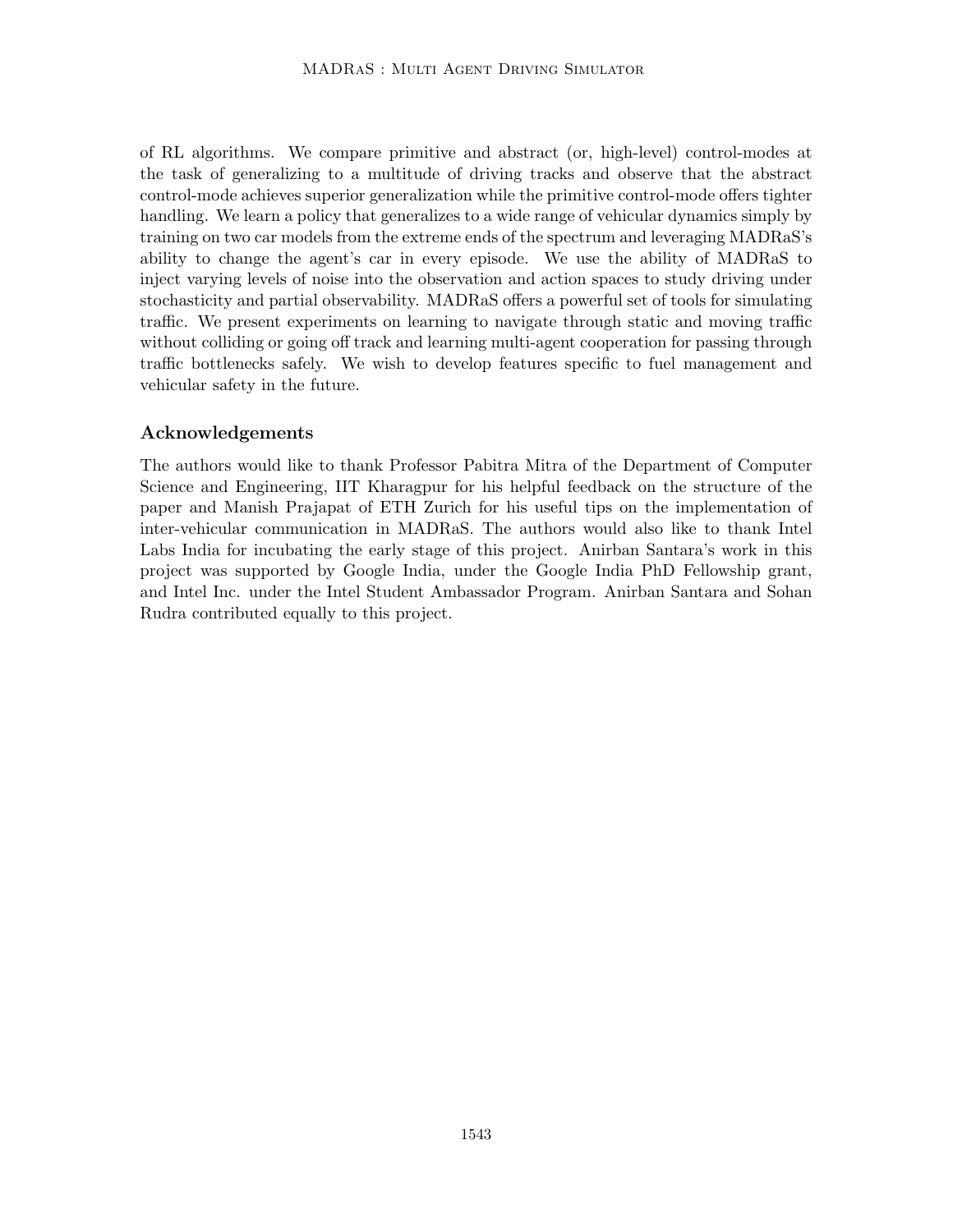of RL algorithms. We compare primitive and abstract (or, high-level) control-modes at the task of generalizing to a multitude of driving tracks and observe that the abstract control-mode achieves superior generalization while the primitive control-mode offers tighter handling. We learn a policy that generalizes to a wide range of vehicular dynamics simply by training on two car models from the extreme ends of the spectrum and leveraging MADRaS's ability to change the agent's car in every episode. We use the ability of MADRaS to inject varying levels of noise into the observation and action spaces to study driving under stochasticity and partial observability. MADRaS offers a powerful set of tools for simulating traffic. We present experiments on learning to navigate through static and moving traffic without colliding or going off track and learning multi-agent cooperation for passing through traffic bottlenecks safely. We wish to develop features specific to fuel management and vehicular safety in the future.

## Acknowledgements

The authors would like to thank Professor Pabitra Mitra of the Department of Computer Science and Engineering, IIT Kharagpur for his helpful feedback on the structure of the paper and Manish Prajapat of ETH Zurich for his useful tips on the implementation of inter-vehicular communication in MADRaS. The authors would also like to thank Intel Labs India for incubating the early stage of this project. Anirban Santara's work in this project was supported by Google India, under the Google India PhD Fellowship grant, and Intel Inc. under the Intel Student Ambassador Program. Anirban Santara and Sohan Rudra contributed equally to this project.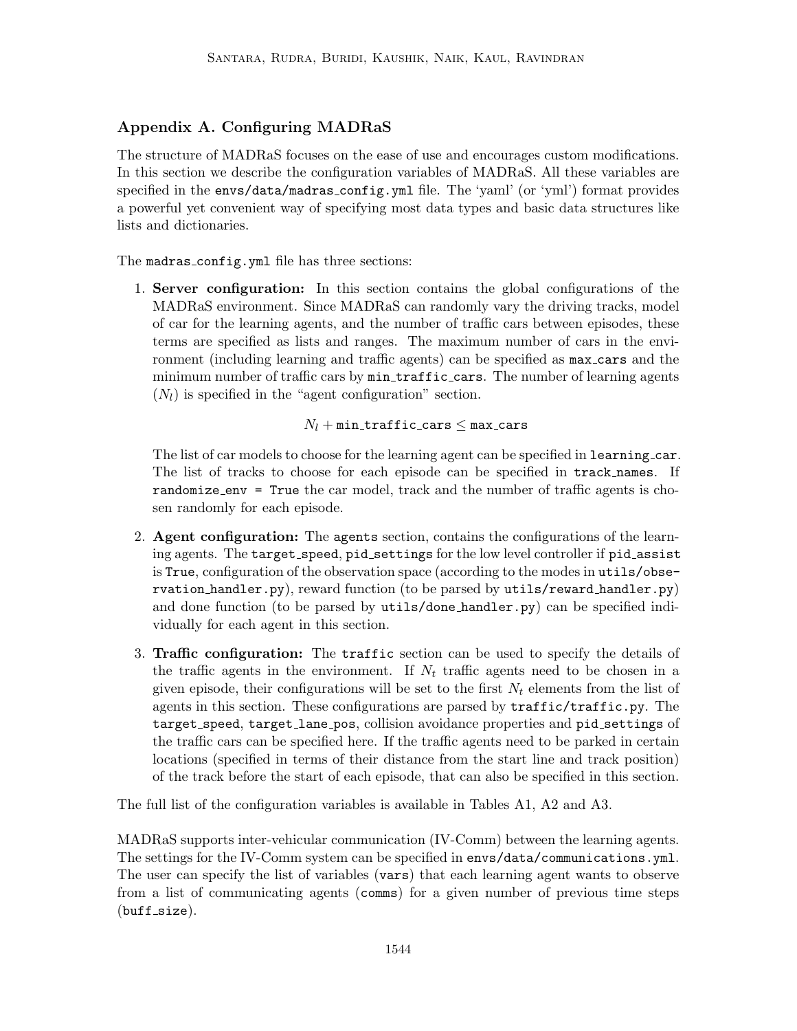## Appendix A. Configuring MADRaS

The structure of MADRaS focuses on the ease of use and encourages custom modifications. In this section we describe the configuration variables of MADRaS. All these variables are specified in the `envs/data/madras_config.yml` file. The 'yaml' (or 'yml') format provides a powerful yet convenient way of specifying most data types and basic data structures like lists and dictionaries.

The `madras_config.yml` file has three sections:

1. **Server configuration:** In this section contains the global configurations of the MADRaS environment. Since MADRaS can randomly vary the driving tracks, model of car for the learning agents, and the number of traffic cars between episodes, these terms are specified as lists and ranges. The maximum number of cars in the environment (including learning and traffic agents) can be specified as `max_cars` and the minimum number of traffic cars by `min_traffic_cars`. The number of learning agents ($N_l$) is specified in the "agent configuration" section.

$$N_l + \texttt{min\_traffic\_cars} \leq \texttt{max\_cars}$$

   The list of car models to choose for the learning agent can be specified in `learning_car`. The list of tracks to choose for each episode can be specified in `track_names`. If `randomize_env = True` the car model, track and the number of traffic agents is chosen randomly for each episode.

2. **Agent configuration:** The `agents` section, contains the configurations of the learning agents. The `target_speed`, `pid_settings` for the low level controller if `pid_assist` is `True`, configuration of the observation space (according to the modes in `utils/observation_handler.py`), reward function (to be parsed by `utils/reward_handler.py`) and done function (to be parsed by `utils/done_handler.py`) can be specified individually for each agent in this section.

3. **Traffic configuration:** The `traffic` section can be used to specify the details of the traffic agents in the environment. If $N_t$ traffic agents need to be chosen in a given episode, their configurations will be set to the first $N_t$ elements from the list of agents in this section. These configurations are parsed by `traffic/traffic.py`. The `target_speed`, `target_lane_pos`, collision avoidance properties and `pid_settings` of the traffic cars can be specified here. If the traffic agents need to be parked in certain locations (specified in terms of their distance from the start line and track position) of the track before the start of each episode, that can also be specified in this section.

The full list of the configuration variables is available in Tables A1, A2 and A3.

MADRaS supports inter-vehicular communication (IV-Comm) between the learning agents. The settings for the IV-Comm system can be specified in `envs/data/communications.yml`. The user can specify the list of variables (`vars`) that each learning agent wants to observe from a list of communicating agents (`comms`) for a given number of previous time steps (`buff_size`).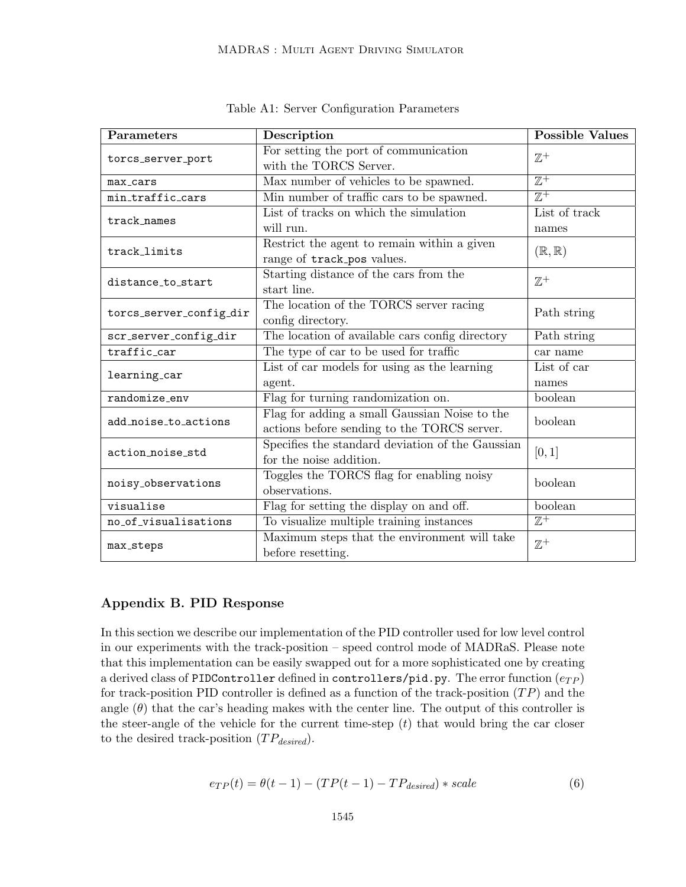Table A1: Server Configuration Parameters

| Parameters | Description | Possible Values |
|---|---|---|
| `torcs_server_port` | For setting the port of communication with the TORCS Server. | $\mathbb{Z}^+$ |
| `max_cars` | Max number of vehicles to be spawned. | $\mathbb{Z}^+$ |
| `min_traffic_cars` | Min number of traffic cars to be spawned. | $\mathbb{Z}^+$ |
| `track_names` | List of tracks on which the simulation will run. | List of track names |
| `track_limits` | Restrict the agent to remain within a given range of `track_pos` values. | $(\mathbb{R}, \mathbb{R})$ |
| `distance_to_start` | Starting distance of the cars from the start line. | $\mathbb{Z}^+$ |
| `torcs_server_config_dir` | The location of the TORCS server racing config directory. | Path string |
| `scr_server_config_dir` | The location of available cars config directory | Path string |
| `traffic_car` | The type of car to be used for traffic | car name |
| `learning_car` | List of car models for using as the learning agent. | List of car names |
| `randomize_env` | Flag for turning randomization on. | boolean |
| `add_noise_to_actions` | Flag for adding a small Gaussian Noise to the actions before sending to the TORCS server. | boolean |
| `action_noise_std` | Specifies the standard deviation of the Gaussian for the noise addition. | $[0, 1]$ |
| `noisy_observations` | Toggles the TORCS flag for enabling noisy observations. | boolean |
| `visualise` | Flag for setting the display on and off. | boolean |
| `no_of_visualisations` | To visualize multiple training instances | $\mathbb{Z}^+$ |
| `max_steps` | Maximum steps that the environment will take before resetting. | $\mathbb{Z}^+$ |

## Appendix B. PID Response

In this section we describe our implementation of the PID controller used for low level control in our experiments with the track-position – speed control mode of MADRaS. Please note that this implementation can be easily swapped out for a more sophisticated one by creating a derived class of `PIDController` defined in `controllers/pid.py`. The error function ($e_{TP}$) for track-position PID controller is defined as a function of the track-position ($TP$) and the angle ($\theta$) that the car's heading makes with the center line. The output of this controller is the steer-angle of the vehicle for the current time-step ($t$) that would bring the car closer to the desired track-position ($TP_{desired}$).

$$e_{TP}(t) = \theta(t-1) - (TP(t-1) - TP_{desired}) * scale \tag{6}$$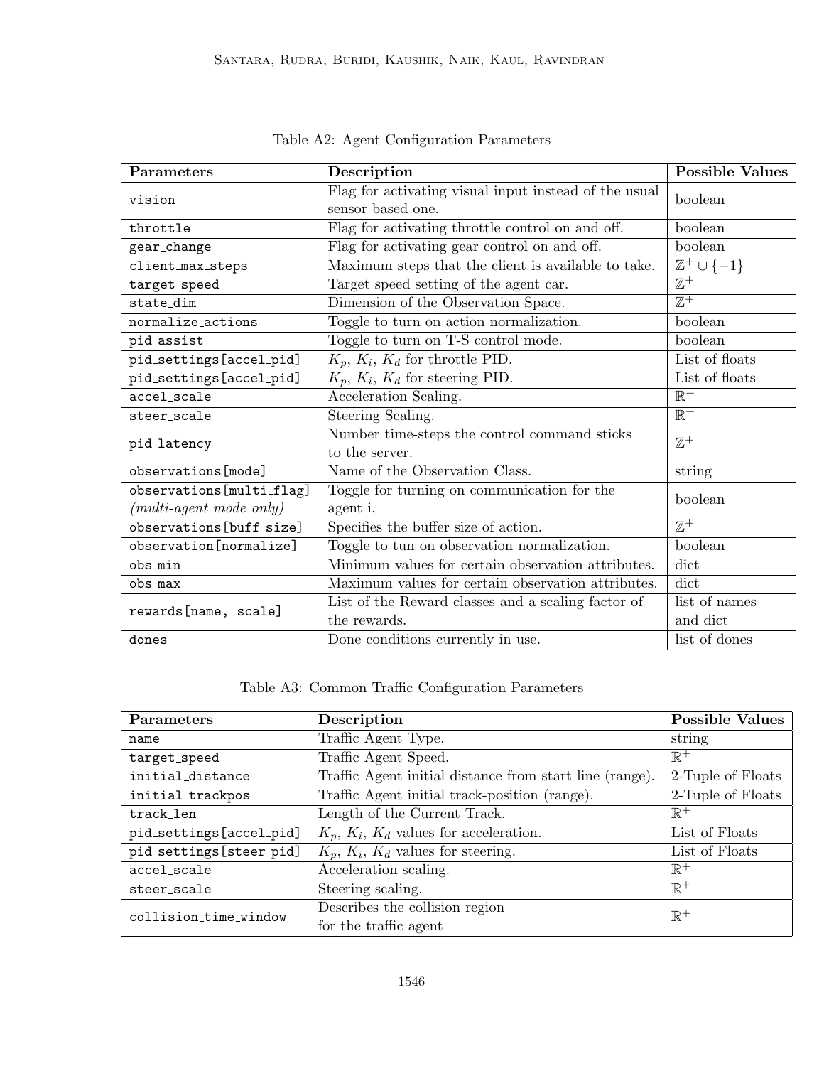Table A2: Agent Configuration Parameters

| Parameters | Description | Possible Values |
|---|---|---|
| `vision` | Flag for activating visual input instead of the usual sensor based one. | boolean |
| `throttle` | Flag for activating throttle control on and off. | boolean |
| `gear_change` | Flag for activating gear control on and off. | boolean |
| `client_max_steps` | Maximum steps that the client is available to take. | $\mathbb{Z}^+ \cup \{-1\}$ |
| `target_speed` | Target speed setting of the agent car. | $\mathbb{Z}^+$ |
| `state_dim` | Dimension of the Observation Space. | $\mathbb{Z}^+$ |
| `normalize_actions` | Toggle to turn on action normalization. | boolean |
| `pid_assist` | Toggle to turn on T-S control mode. | boolean |
| `pid_settings[accel_pid]` | $K_p$, $K_i$, $K_d$ for throttle PID. | List of floats |
| `pid_settings[accel_pid]` | $K_p$, $K_i$, $K_d$ for steering PID. | List of floats |
| `accel_scale` | Acceleration Scaling. | $\mathbb{R}^+$ |
| `steer_scale` | Steering Scaling. | $\mathbb{R}^+$ |
| `pid_latency` | Number time-steps the control command sticks to the server. | $\mathbb{Z}^+$ |
| `observations[mode]` | Name of the Observation Class. | string |
| `observations[multi_flag]` *(multi-agent mode only)* | Toggle for turning on communication for the agent i, | boolean |
| `observations[buff_size]` | Specifies the buffer size of action. | $\mathbb{Z}^+$ |
| `observation[normalize]` | Toggle to tun on observation normalization. | boolean |
| `obs_min` | Minimum values for certain observation attributes. | dict |
| `obs_max` | Maximum values for certain observation attributes. | dict |
| `rewards[name, scale]` | List of the Reward classes and a scaling factor of the rewards. | list of names and dict |
| `dones` | Done conditions currently in use. | list of dones |

Table A3: Common Traffic Configuration Parameters

| Parameters | Description | Possible Values |
|---|---|---|
| `name` | Traffic Agent Type, | string |
| `target_speed` | Traffic Agent Speed. | $\mathbb{R}^+$ |
| `initial_distance` | Traffic Agent initial distance from start line (range). | 2-Tuple of Floats |
| `initial_trackpos` | Traffic Agent initial track-position (range). | 2-Tuple of Floats |
| `track_len` | Length of the Current Track. | $\mathbb{R}^+$ |
| `pid_settings[accel_pid]` | $K_p$, $K_i$, $K_d$ values for acceleration. | List of Floats |
| `pid_settings[steer_pid]` | $K_p$, $K_i$, $K_d$ values for steering. | List of Floats |
| `accel_scale` | Acceleration scaling. | $\mathbb{R}^+$ |
| `steer_scale` | Steering scaling. | $\mathbb{R}^+$ |
| `collision_time_window` | Describes the collision region for the traffic agent | $\mathbb{R}^+$ |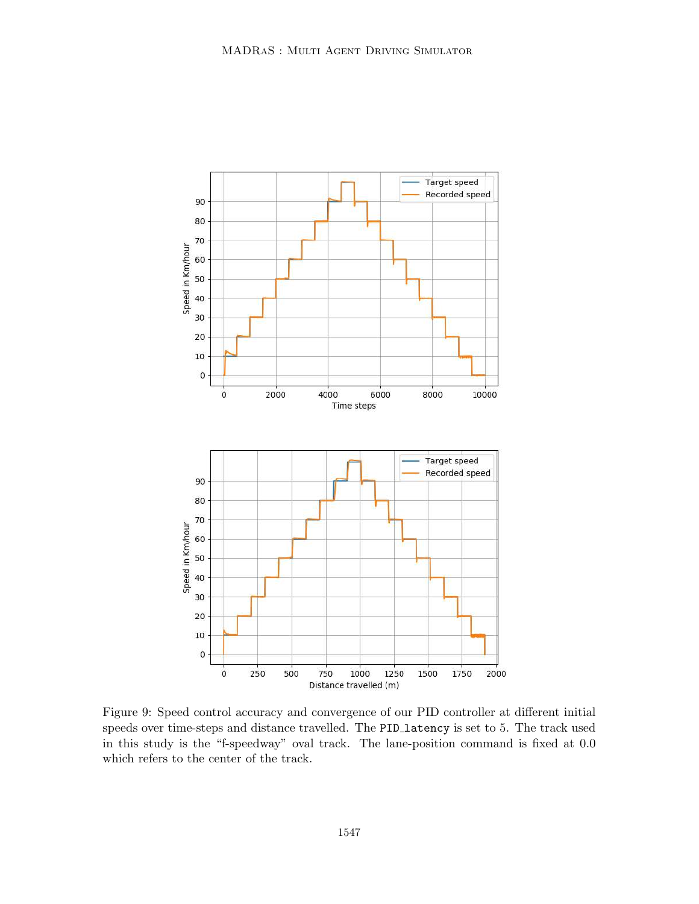Figure 9: Speed control accuracy and convergence of our PID controller at different initial speeds over time-steps and distance travelled. The `PID_latency` is set to 5. The track used in this study is the "f-speedway" oval track. The lane-position command is fixed at 0.0 which refers to the center of the track.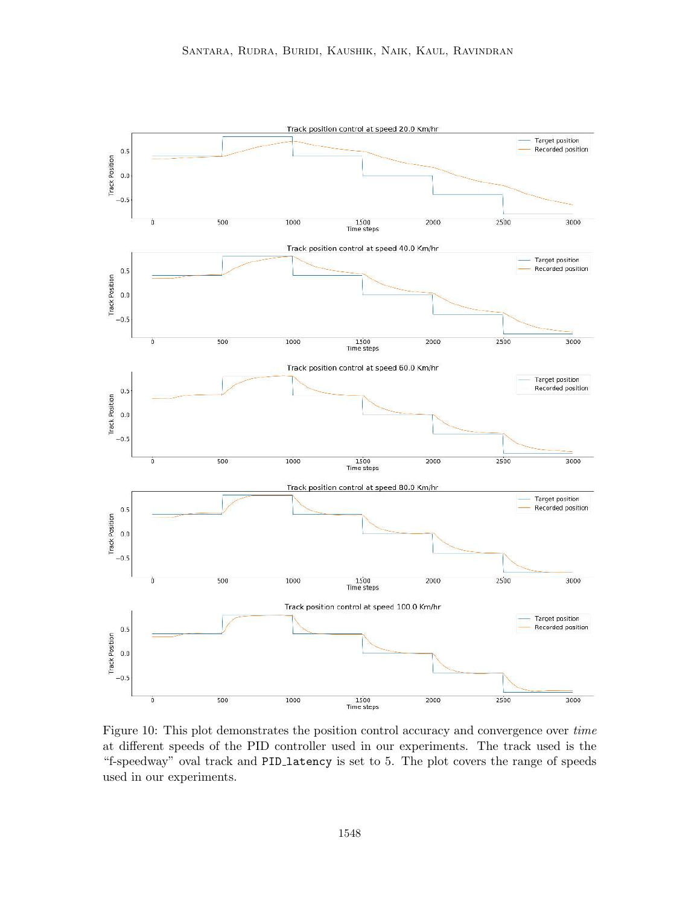Figure 10: This plot demonstrates the position control accuracy and convergence over *time* at different speeds of the PID controller used in our experiments. The track used is the "f-speedway" oval track and `PID_latency` is set to 5. The plot covers the range of speeds used in our experiments.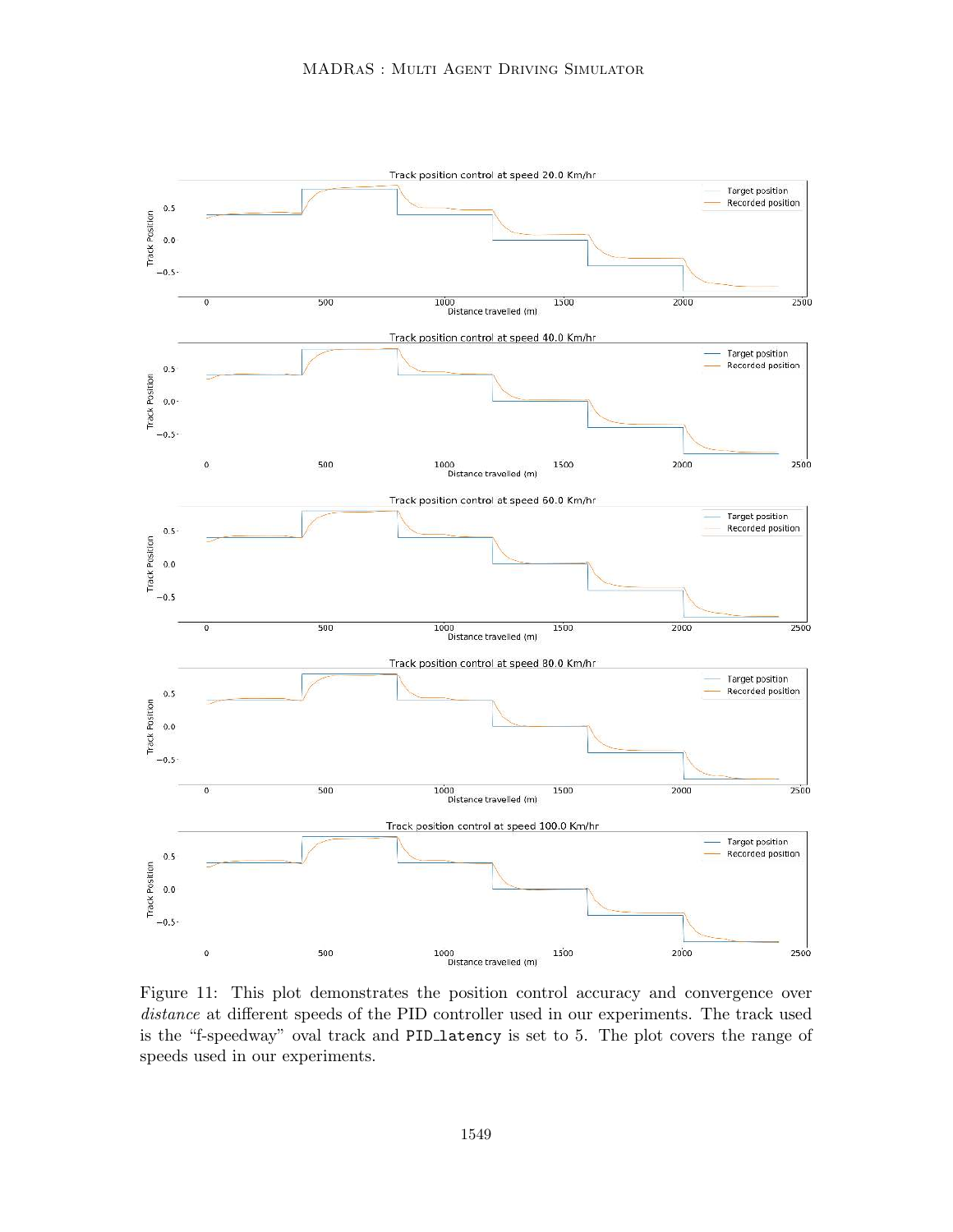Figure 11: This plot demonstrates the position control accuracy and convergence over *distance* at different speeds of the PID controller used in our experiments. The track used is the "f-speedway" oval track and PID_latency is set to 5. The plot covers the range of speeds used in our experiments.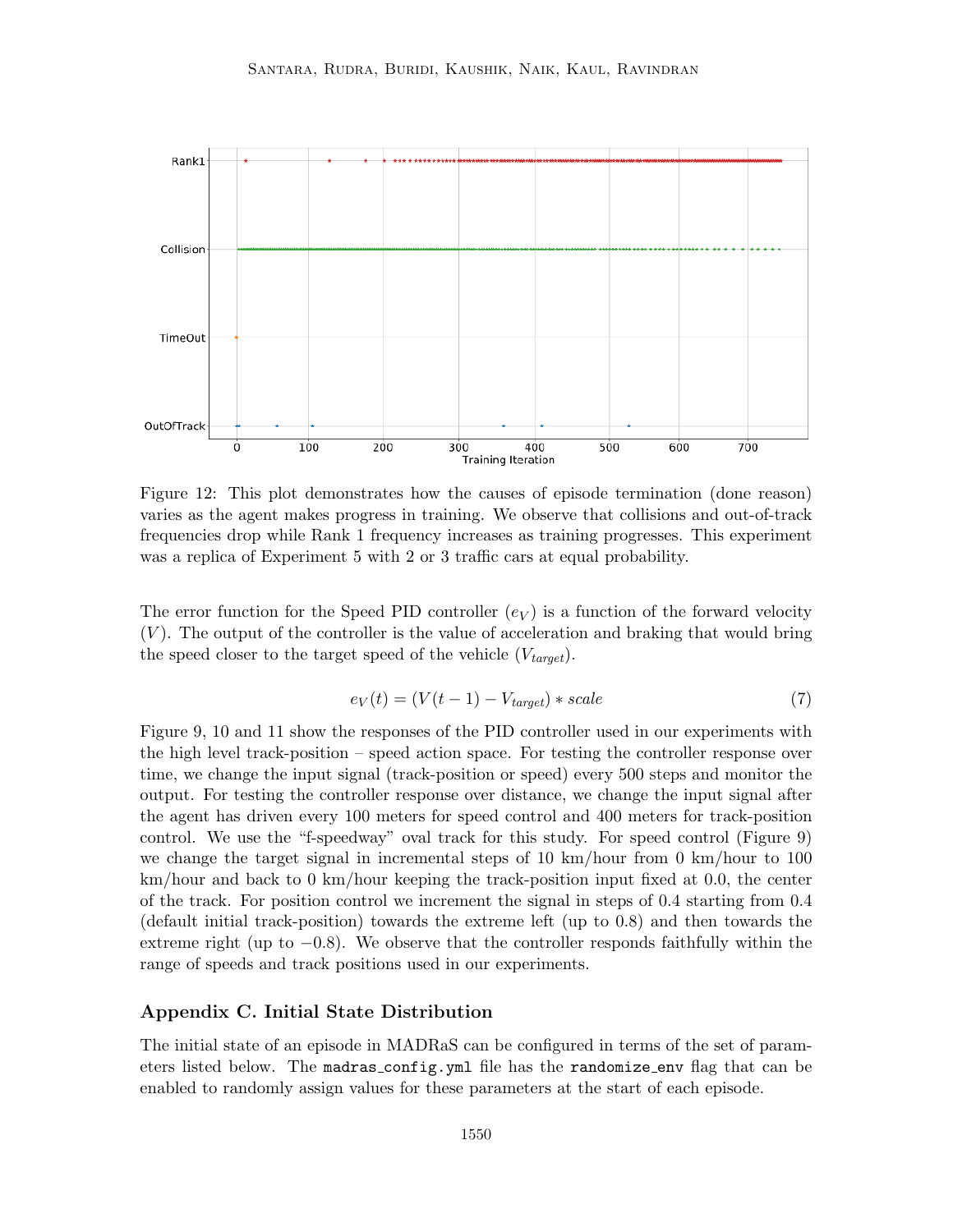Figure 12: This plot demonstrates how the causes of episode termination (done reason) varies as the agent makes progress in training. We observe that collisions and out-of-track frequencies drop while Rank 1 frequency increases as training progresses. This experiment was a replica of Experiment 5 with 2 or 3 traffic cars at equal probability.

The error function for the Speed PID controller ($e_V$) is a function of the forward velocity ($V$). The output of the controller is the value of acceleration and braking that would bring the speed closer to the target speed of the vehicle ($V_{target}$).

$$e_V(t) = (V(t-1) - V_{target}) * scale \tag{7}$$

Figure 9, 10 and 11 show the responses of the PID controller used in our experiments with the high level track-position – speed action space. For testing the controller response over time, we change the input signal (track-position or speed) every 500 steps and monitor the output. For testing the controller response over distance, we change the input signal after the agent has driven every 100 meters for speed control and 400 meters for track-position control. We use the "f-speedway" oval track for this study. For speed control (Figure 9) we change the target signal in incremental steps of 10 km/hour from 0 km/hour to 100 km/hour and back to 0 km/hour keeping the track-position input fixed at 0.0, the center of the track. For position control we increment the signal in steps of 0.4 starting from 0.4 (default initial track-position) towards the extreme left (up to 0.8) and then towards the extreme right (up to $-0.8$). We observe that the controller responds faithfully within the range of speeds and track positions used in our experiments.

## Appendix C. Initial State Distribution

The initial state of an episode in MADRaS can be configured in terms of the set of parameters listed below. The `madras_config.yml` file has the `randomize_env` flag that can be enabled to randomly assign values for these parameters at the start of each episode.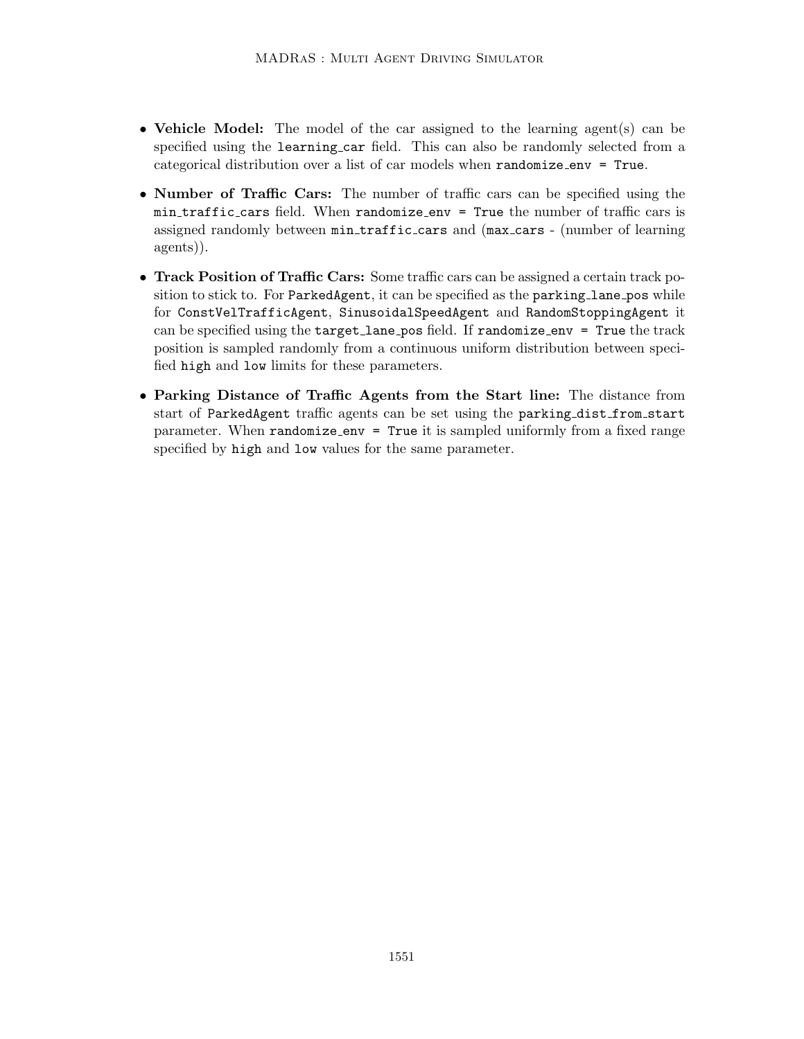- **Vehicle Model:** The model of the car assigned to the learning agent(s) can be specified using the `learning_car` field. This can also be randomly selected from a categorical distribution over a list of car models when `randomize_env = True`.
- **Number of Traffic Cars:** The number of traffic cars can be specified using the `min_traffic_cars` field. When `randomize_env = True` the number of traffic cars is assigned randomly between `min_traffic_cars` and (`max_cars` - (number of learning agents)).
- **Track Position of Traffic Cars:** Some traffic cars can be assigned a certain track position to stick to. For `ParkedAgent`, it can be specified as the `parking_lane_pos` while for `ConstVelTrafficAgent`, `SinusoidalSpeedAgent` and `RandomStoppingAgent` it can be specified using the `target_lane_pos` field. If `randomize_env = True` the track position is sampled randomly from a continuous uniform distribution between specified `high` and `low` limits for these parameters.
- **Parking Distance of Traffic Agents from the Start line:** The distance from start of `ParkedAgent` traffic agents can be set using the `parking_dist_from_start` parameter. When `randomize_env = True` it is sampled uniformly from a fixed range specified by `high` and `low` values for the same parameter.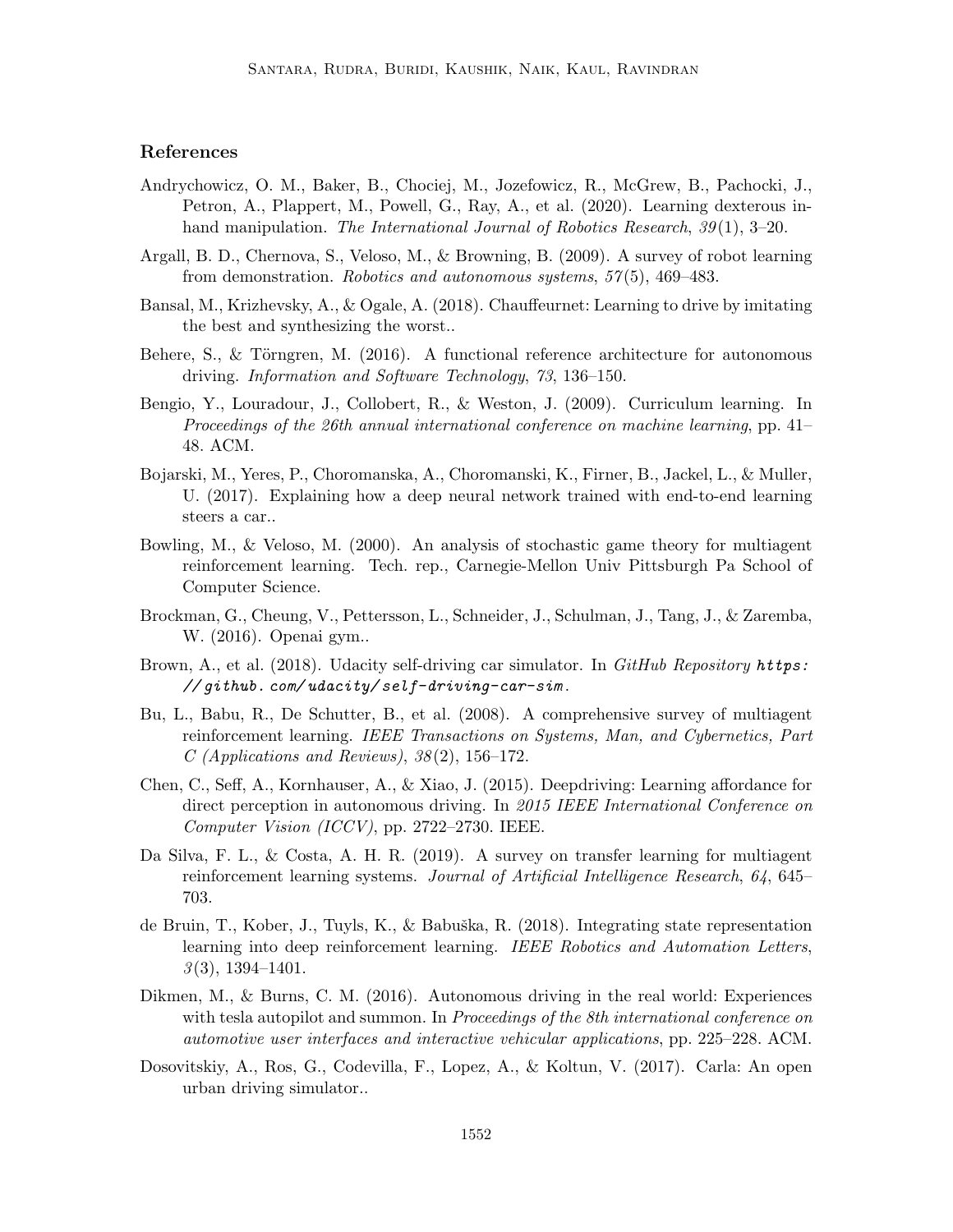## References

Andrychowicz, O. M., Baker, B., Chociej, M., Jozefowicz, R., McGrew, B., Pachocki, J., Petron, A., Plappert, M., Powell, G., Ray, A., et al. (2020). Learning dexterous in-hand manipulation. *The International Journal of Robotics Research*, *39*(1), 3–20.

Argall, B. D., Chernova, S., Veloso, M., & Browning, B. (2009). A survey of robot learning from demonstration. *Robotics and autonomous systems*, *57*(5), 469–483.

Bansal, M., Krizhevsky, A., & Ogale, A. (2018). Chauffeurnet: Learning to drive by imitating the best and synthesizing the worst..

Behere, S., & Törngren, M. (2016). A functional reference architecture for autonomous driving. *Information and Software Technology*, *73*, 136–150.

Bengio, Y., Louradour, J., Collobert, R., & Weston, J. (2009). Curriculum learning. In *Proceedings of the 26th annual international conference on machine learning*, pp. 41–48. ACM.

Bojarski, M., Yeres, P., Choromanska, A., Choromanski, K., Firner, B., Jackel, L., & Muller, U. (2017). Explaining how a deep neural network trained with end-to-end learning steers a car..

Bowling, M., & Veloso, M. (2000). An analysis of stochastic game theory for multiagent reinforcement learning. Tech. rep., Carnegie-Mellon Univ Pittsburgh Pa School of Computer Science.

Brockman, G., Cheung, V., Pettersson, L., Schneider, J., Schulman, J., Tang, J., & Zaremba, W. (2016). Openai gym..

Brown, A., et al. (2018). Udacity self-driving car simulator. In *GitHub Repository https://github.com/udacity/self-driving-car-sim*.

Bu, L., Babu, R., De Schutter, B., et al. (2008). A comprehensive survey of multiagent reinforcement learning. *IEEE Transactions on Systems, Man, and Cybernetics, Part C (Applications and Reviews)*, *38*(2), 156–172.

Chen, C., Seff, A., Kornhauser, A., & Xiao, J. (2015). Deepdriving: Learning affordance for direct perception in autonomous driving. In *2015 IEEE International Conference on Computer Vision (ICCV)*, pp. 2722–2730. IEEE.

Da Silva, F. L., & Costa, A. H. R. (2019). A survey on transfer learning for multiagent reinforcement learning systems. *Journal of Artificial Intelligence Research*, *64*, 645–703.

de Bruin, T., Kober, J., Tuyls, K., & Babuška, R. (2018). Integrating state representation learning into deep reinforcement learning. *IEEE Robotics and Automation Letters*, *3*(3), 1394–1401.

Dikmen, M., & Burns, C. M. (2016). Autonomous driving in the real world: Experiences with tesla autopilot and summon. In *Proceedings of the 8th international conference on automotive user interfaces and interactive vehicular applications*, pp. 225–228. ACM.

Dosovitskiy, A., Ros, G., Codevilla, F., Lopez, A., & Koltun, V. (2017). Carla: An open urban driving simulator..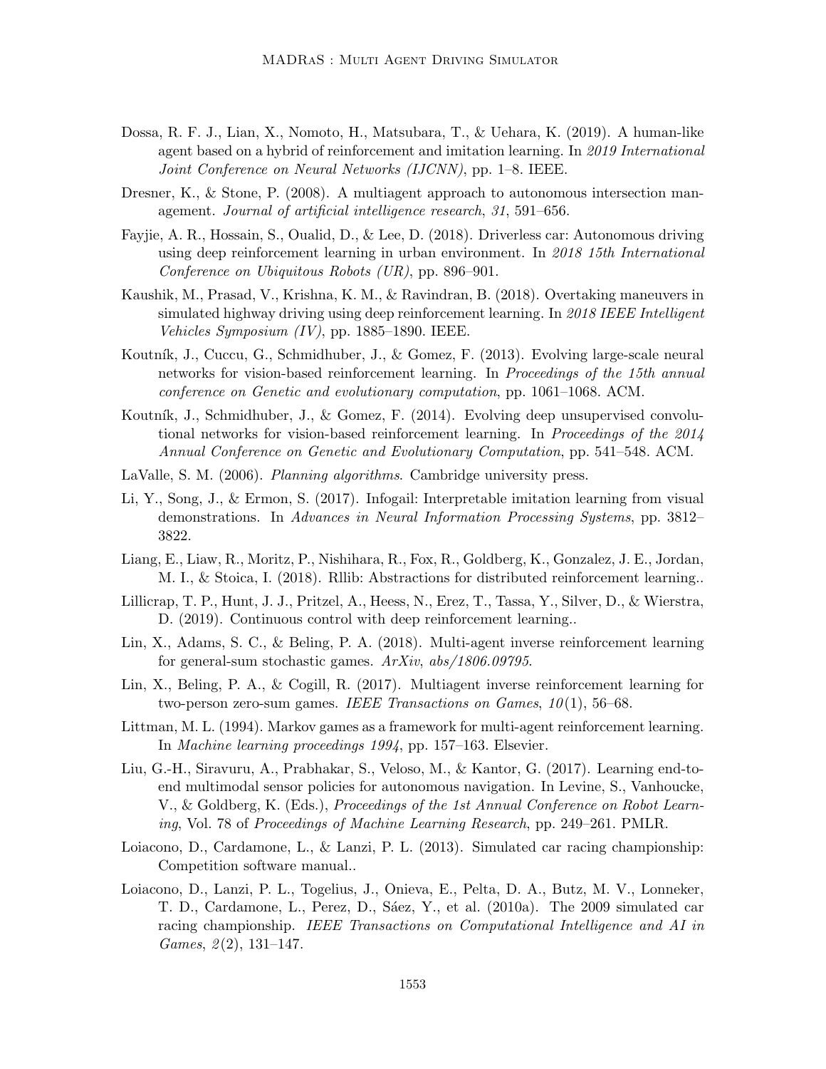Dossa, R. F. J., Lian, X., Nomoto, H., Matsubara, T., & Uehara, K. (2019). A human-like agent based on a hybrid of reinforcement and imitation learning. In *2019 International Joint Conference on Neural Networks (IJCNN)*, pp. 1–8. IEEE.

Dresner, K., & Stone, P. (2008). A multiagent approach to autonomous intersection management. *Journal of artificial intelligence research*, *31*, 591–656.

Fayjie, A. R., Hossain, S., Oualid, D., & Lee, D. (2018). Driverless car: Autonomous driving using deep reinforcement learning in urban environment. In *2018 15th International Conference on Ubiquitous Robots (UR)*, pp. 896–901.

Kaushik, M., Prasad, V., Krishna, K. M., & Ravindran, B. (2018). Overtaking maneuvers in simulated highway driving using deep reinforcement learning. In *2018 IEEE Intelligent Vehicles Symposium (IV)*, pp. 1885–1890. IEEE.

Koutník, J., Cuccu, G., Schmidhuber, J., & Gomez, F. (2013). Evolving large-scale neural networks for vision-based reinforcement learning. In *Proceedings of the 15th annual conference on Genetic and evolutionary computation*, pp. 1061–1068. ACM.

Koutník, J., Schmidhuber, J., & Gomez, F. (2014). Evolving deep unsupervised convolutional networks for vision-based reinforcement learning. In *Proceedings of the 2014 Annual Conference on Genetic and Evolutionary Computation*, pp. 541–548. ACM.

LaValle, S. M. (2006). *Planning algorithms*. Cambridge university press.

Li, Y., Song, J., & Ermon, S. (2017). Infogail: Interpretable imitation learning from visual demonstrations. In *Advances in Neural Information Processing Systems*, pp. 3812–3822.

Liang, E., Liaw, R., Moritz, P., Nishihara, R., Fox, R., Goldberg, K., Gonzalez, J. E., Jordan, M. I., & Stoica, I. (2018). Rllib: Abstractions for distributed reinforcement learning..

Lillicrap, T. P., Hunt, J. J., Pritzel, A., Heess, N., Erez, T., Tassa, Y., Silver, D., & Wierstra, D. (2019). Continuous control with deep reinforcement learning..

Lin, X., Adams, S. C., & Beling, P. A. (2018). Multi-agent inverse reinforcement learning for general-sum stochastic games. *ArXiv*, *abs/1806.09795*.

Lin, X., Beling, P. A., & Cogill, R. (2017). Multiagent inverse reinforcement learning for two-person zero-sum games. *IEEE Transactions on Games*, *10*(1), 56–68.

Littman, M. L. (1994). Markov games as a framework for multi-agent reinforcement learning. In *Machine learning proceedings 1994*, pp. 157–163. Elsevier.

Liu, G.-H., Siravuru, A., Prabhakar, S., Veloso, M., & Kantor, G. (2017). Learning end-to-end multimodal sensor policies for autonomous navigation. In Levine, S., Vanhoucke, V., & Goldberg, K. (Eds.), *Proceedings of the 1st Annual Conference on Robot Learning*, Vol. 78 of *Proceedings of Machine Learning Research*, pp. 249–261. PMLR.

Loiacono, D., Cardamone, L., & Lanzi, P. L. (2013). Simulated car racing championship: Competition software manual..

Loiacono, D., Lanzi, P. L., Togelius, J., Onieva, E., Pelta, D. A., Butz, M. V., Lonneker, T. D., Cardamone, L., Perez, D., Sáez, Y., et al. (2010a). The 2009 simulated car racing championship. *IEEE Transactions on Computational Intelligence and AI in Games*, *2*(2), 131–147.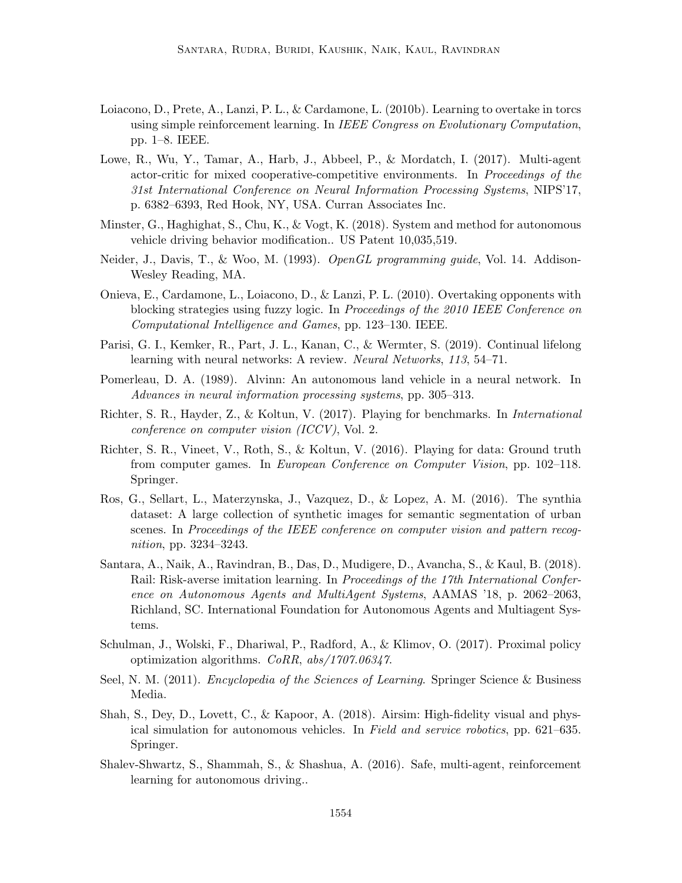Loiacono, D., Prete, A., Lanzi, P. L., & Cardamone, L. (2010b). Learning to overtake in torcs using simple reinforcement learning. In *IEEE Congress on Evolutionary Computation*, pp. 1–8. IEEE.

Lowe, R., Wu, Y., Tamar, A., Harb, J., Abbeel, P., & Mordatch, I. (2017). Multi-agent actor-critic for mixed cooperative-competitive environments. In *Proceedings of the 31st International Conference on Neural Information Processing Systems*, NIPS'17, p. 6382–6393, Red Hook, NY, USA. Curran Associates Inc.

Minster, G., Haghighat, S., Chu, K., & Vogt, K. (2018). System and method for autonomous vehicle driving behavior modification.. US Patent 10,035,519.

Neider, J., Davis, T., & Woo, M. (1993). *OpenGL programming guide*, Vol. 14. Addison-Wesley Reading, MA.

Onieva, E., Cardamone, L., Loiacono, D., & Lanzi, P. L. (2010). Overtaking opponents with blocking strategies using fuzzy logic. In *Proceedings of the 2010 IEEE Conference on Computational Intelligence and Games*, pp. 123–130. IEEE.

Parisi, G. I., Kemker, R., Part, J. L., Kanan, C., & Wermter, S. (2019). Continual lifelong learning with neural networks: A review. *Neural Networks*, *113*, 54–71.

Pomerleau, D. A. (1989). Alvinn: An autonomous land vehicle in a neural network. In *Advances in neural information processing systems*, pp. 305–313.

Richter, S. R., Hayder, Z., & Koltun, V. (2017). Playing for benchmarks. In *International conference on computer vision (ICCV)*, Vol. 2.

Richter, S. R., Vineet, V., Roth, S., & Koltun, V. (2016). Playing for data: Ground truth from computer games. In *European Conference on Computer Vision*, pp. 102–118. Springer.

Ros, G., Sellart, L., Materzynska, J., Vazquez, D., & Lopez, A. M. (2016). The synthia dataset: A large collection of synthetic images for semantic segmentation of urban scenes. In *Proceedings of the IEEE conference on computer vision and pattern recognition*, pp. 3234–3243.

Santara, A., Naik, A., Ravindran, B., Das, D., Mudigere, D., Avancha, S., & Kaul, B. (2018). Rail: Risk-averse imitation learning. In *Proceedings of the 17th International Conference on Autonomous Agents and MultiAgent Systems*, AAMAS '18, p. 2062–2063, Richland, SC. International Foundation for Autonomous Agents and Multiagent Systems.

Schulman, J., Wolski, F., Dhariwal, P., Radford, A., & Klimov, O. (2017). Proximal policy optimization algorithms. *CoRR*, *abs/1707.06347*.

Seel, N. M. (2011). *Encyclopedia of the Sciences of Learning*. Springer Science & Business Media.

Shah, S., Dey, D., Lovett, C., & Kapoor, A. (2018). Airsim: High-fidelity visual and physical simulation for autonomous vehicles. In *Field and service robotics*, pp. 621–635. Springer.

Shalev-Shwartz, S., Shammah, S., & Shashua, A. (2016). Safe, multi-agent, reinforcement learning for autonomous driving..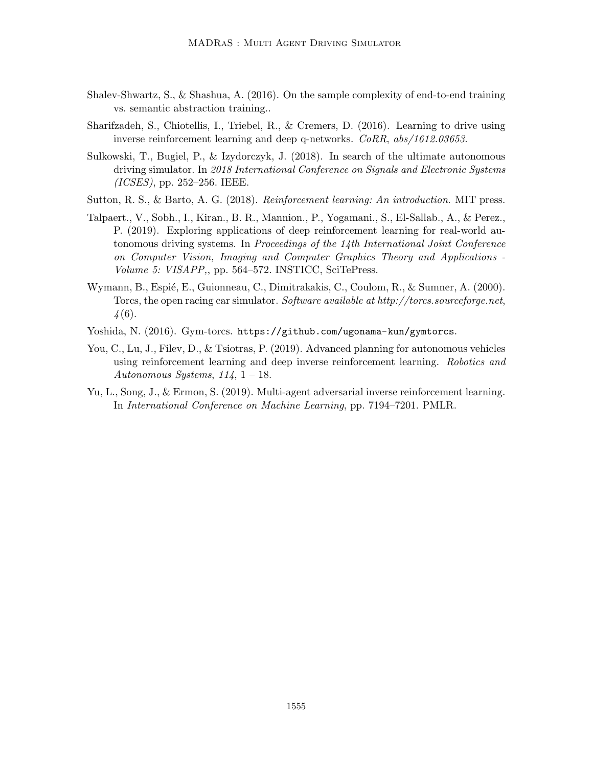Shalev-Shwartz, S., & Shashua, A. (2016). On the sample complexity of end-to-end training vs. semantic abstraction training..

Sharifzadeh, S., Chiotellis, I., Triebel, R., & Cremers, D. (2016). Learning to drive using inverse reinforcement learning and deep q-networks. *CoRR*, *abs/1612.03653*.

Sulkowski, T., Bugiel, P., & Izydorczyk, J. (2018). In search of the ultimate autonomous driving simulator. In *2018 International Conference on Signals and Electronic Systems (ICSES)*, pp. 252–256. IEEE.

Sutton, R. S., & Barto, A. G. (2018). *Reinforcement learning: An introduction*. MIT press.

Talpaert., V., Sobh., I., Kiran., B. R., Mannion., P., Yogamani., S., El-Sallab., A., & Perez., P. (2019). Exploring applications of deep reinforcement learning for real-world autonomous driving systems. In *Proceedings of the 14th International Joint Conference on Computer Vision, Imaging and Computer Graphics Theory and Applications - Volume 5: VISAPP,*, pp. 564–572. INSTICC, SciTePress.

Wymann, B., Espié, E., Guionneau, C., Dimitrakakis, C., Coulom, R., & Sumner, A. (2000). Torcs, the open racing car simulator. *Software available at http://torcs.sourceforge.net*, *4*(6).

Yoshida, N. (2016). Gym-torcs. `https://github.com/ugonama-kun/gymtorcs`.

You, C., Lu, J., Filev, D., & Tsiotras, P. (2019). Advanced planning for autonomous vehicles using reinforcement learning and deep inverse reinforcement learning. *Robotics and Autonomous Systems*, *114*, 1 – 18.

Yu, L., Song, J., & Ermon, S. (2019). Multi-agent adversarial inverse reinforcement learning. In *International Conference on Machine Learning*, pp. 7194–7201. PMLR.